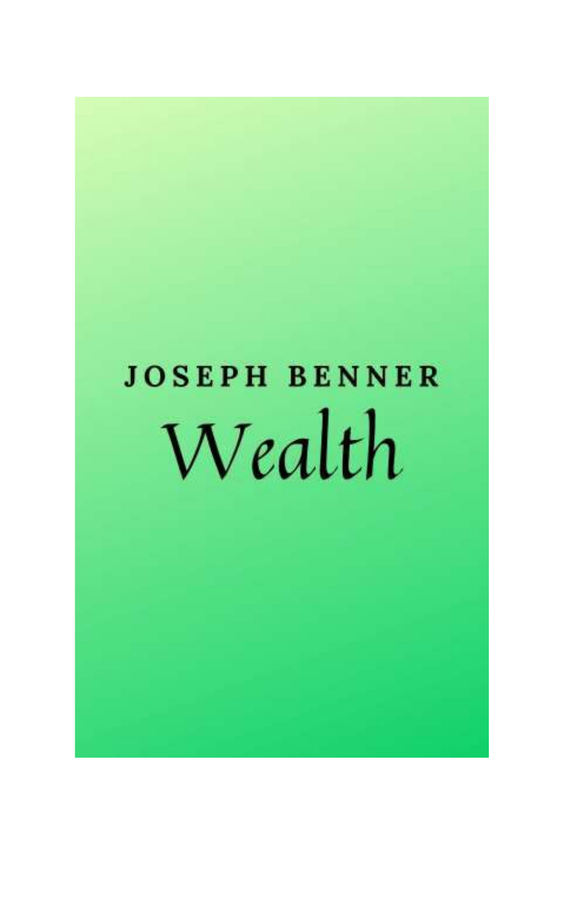JOSEPH BENNER

# Wealth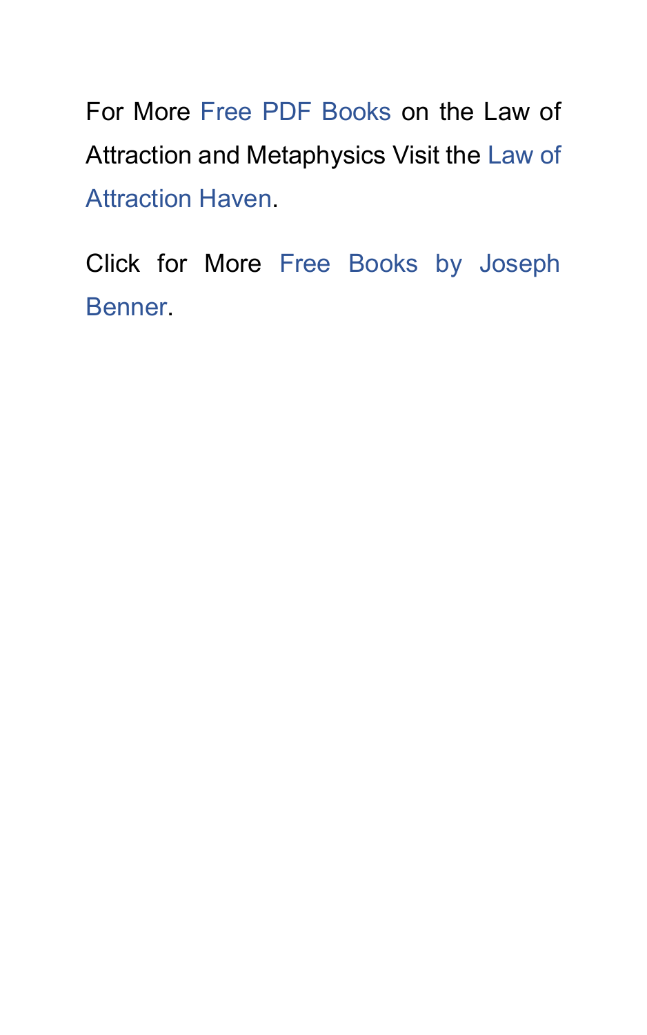For More Free PDF Books on the Law of Attraction and Metaphysics Visit the Law of Attraction Haven.

Click for More Free Books by Joseph Benner.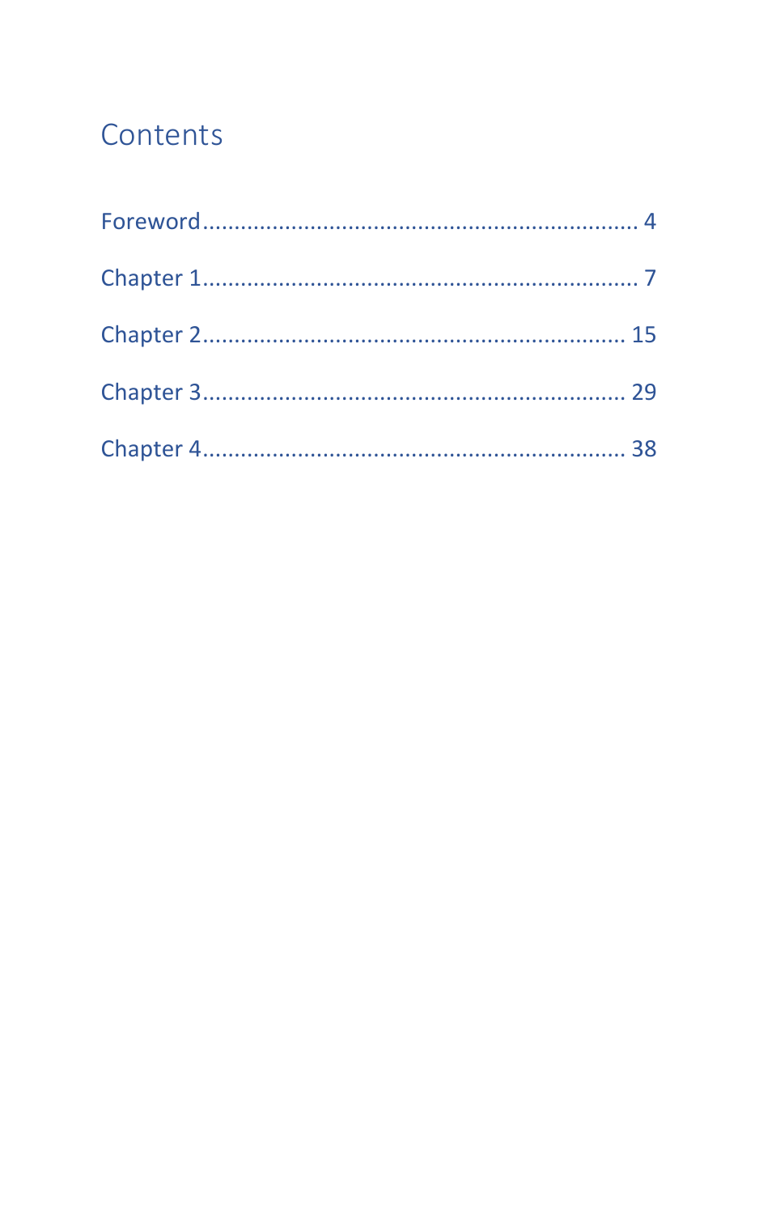# Contents

Foreword.................................................................... 4

Chapter 1.................................................................... 7

Chapter 2.................................................................. 15

Chapter 3.................................................................. 29

Chapter 4.................................................................. 38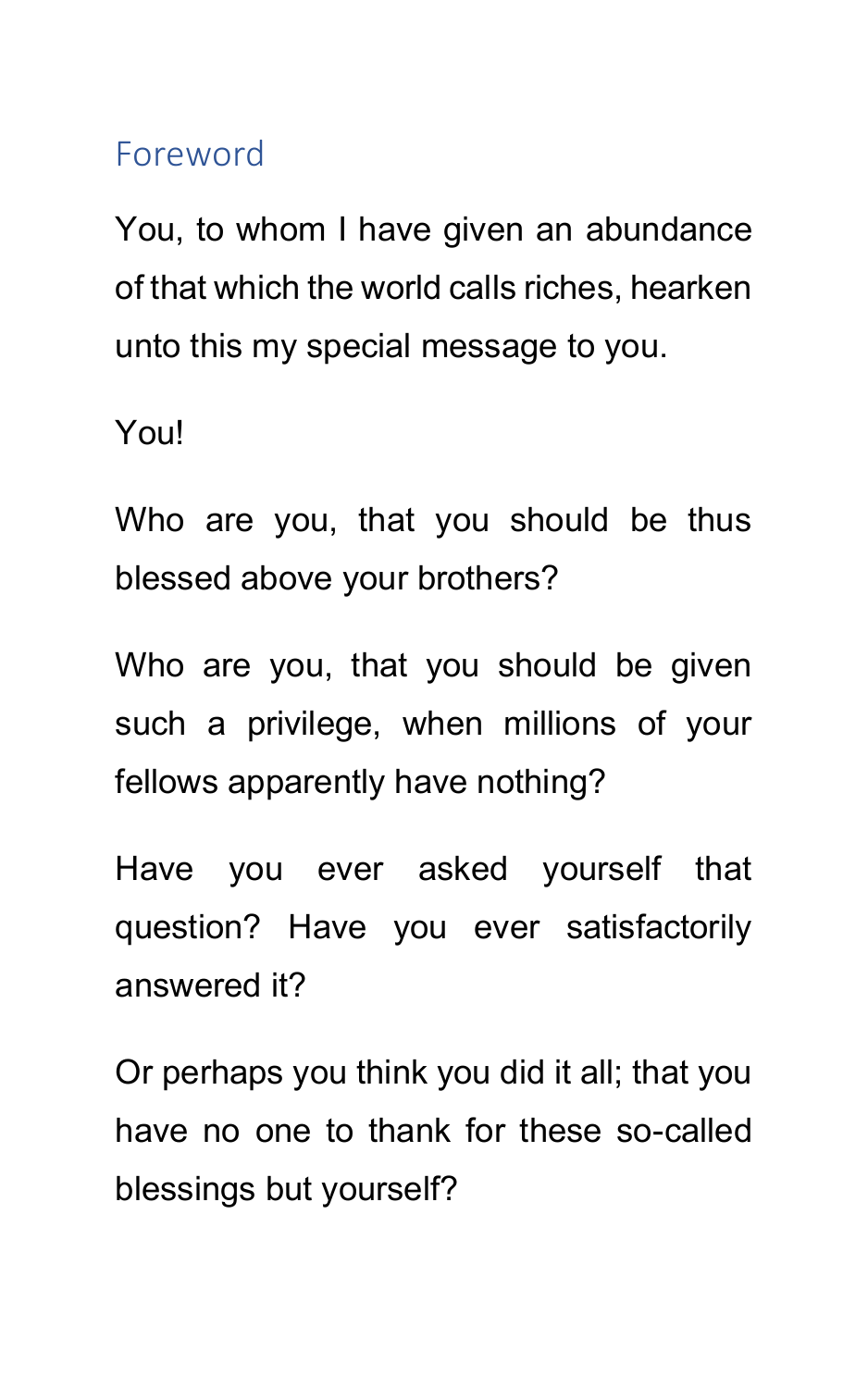## Foreword

You, to whom I have given an abundance of that which the world calls riches, hearken unto this my special message to you.

You!

Who are you, that you should be thus blessed above your brothers?

Who are you, that you should be given such a privilege, when millions of your fellows apparently have nothing?

Have you ever asked yourself that question? Have you ever satisfactorily answered it?

Or perhaps you think you did it all; that you have no one to thank for these so-called blessings but yourself?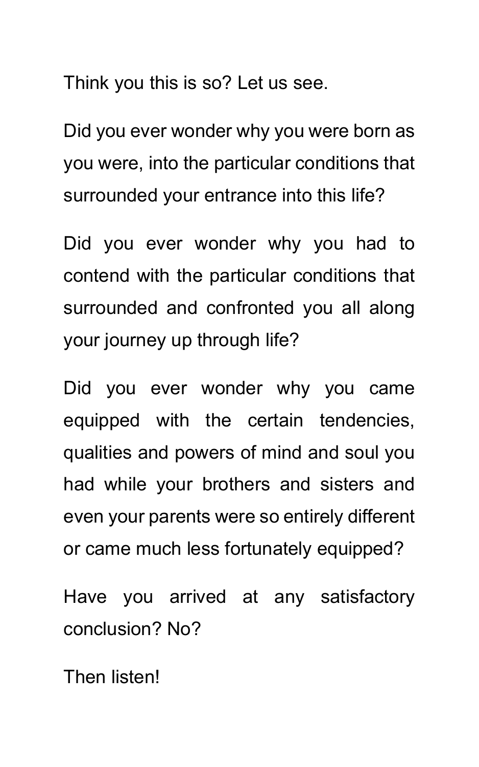Think you this is so? Let us see.

Did you ever wonder why you were born as you were, into the particular conditions that surrounded your entrance into this life?

Did you ever wonder why you had to contend with the particular conditions that surrounded and confronted you all along your journey up through life?

Did you ever wonder why you came equipped with the certain tendencies, qualities and powers of mind and soul you had while your brothers and sisters and even your parents were so entirely different or came much less fortunately equipped?

Have you arrived at any satisfactory conclusion? No?

Then listen!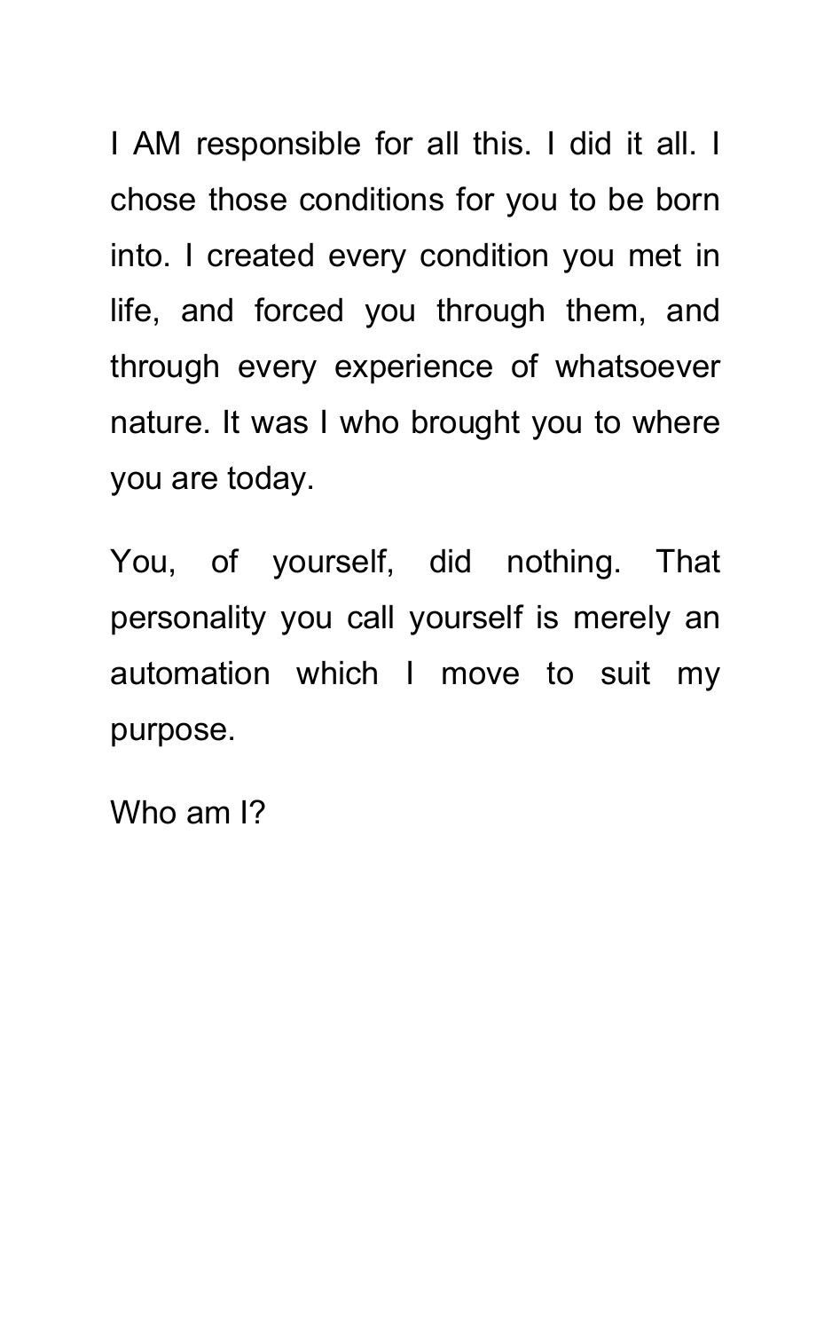I AM responsible for all this. I did it all. I chose those conditions for you to be born into. I created every condition you met in life, and forced you through them, and through every experience of whatsoever nature. It was I who brought you to where you are today.

You, of yourself, did nothing. That personality you call yourself is merely an automation which I move to suit my purpose.

Who am I?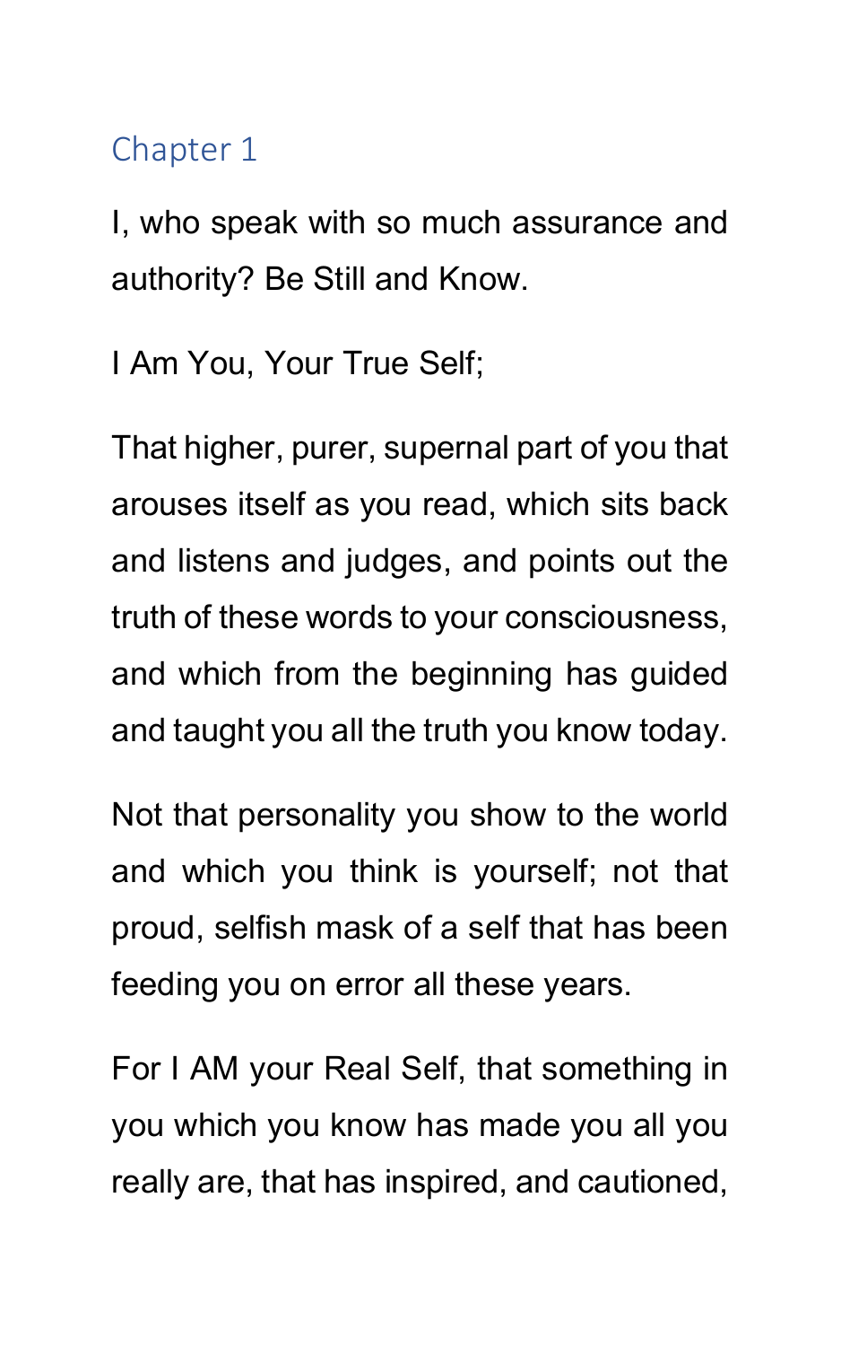## Chapter 1

I, who speak with so much assurance and authority? Be Still and Know.

I Am You, Your True Self;

That higher, purer, supernal part of you that arouses itself as you read, which sits back and listens and judges, and points out the truth of these words to your consciousness, and which from the beginning has guided and taught you all the truth you know today.

Not that personality you show to the world and which you think is yourself; not that proud, selfish mask of a self that has been feeding you on error all these years.

For I AM your Real Self, that something in you which you know has made you all you really are, that has inspired, and cautioned,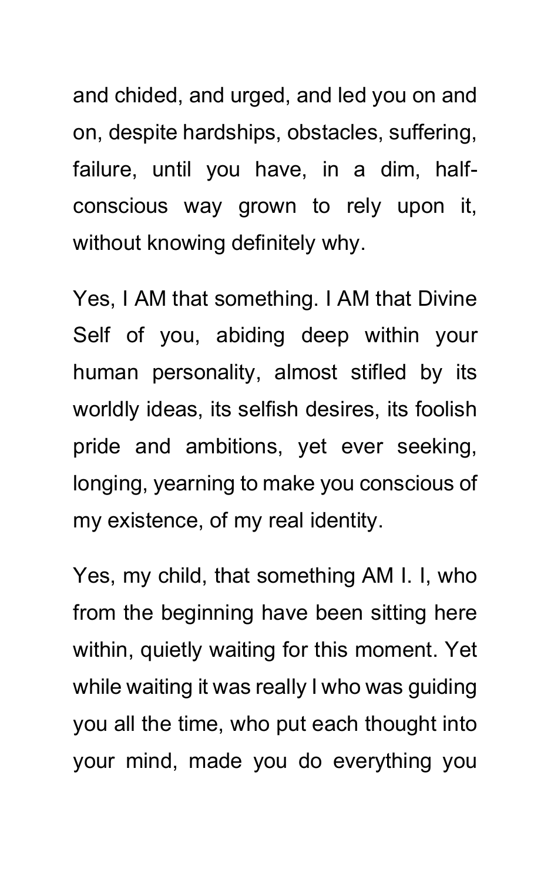and chided, and urged, and led you on and on, despite hardships, obstacles, suffering, failure, until you have, in a dim, half-conscious way grown to rely upon it, without knowing definitely why.

Yes, I AM that something. I AM that Divine Self of you, abiding deep within your human personality, almost stifled by its worldly ideas, its selfish desires, its foolish pride and ambitions, yet ever seeking, longing, yearning to make you conscious of my existence, of my real identity.

Yes, my child, that something AM I. I, who from the beginning have been sitting here within, quietly waiting for this moment. Yet while waiting it was really I who was guiding you all the time, who put each thought into your mind, made you do everything you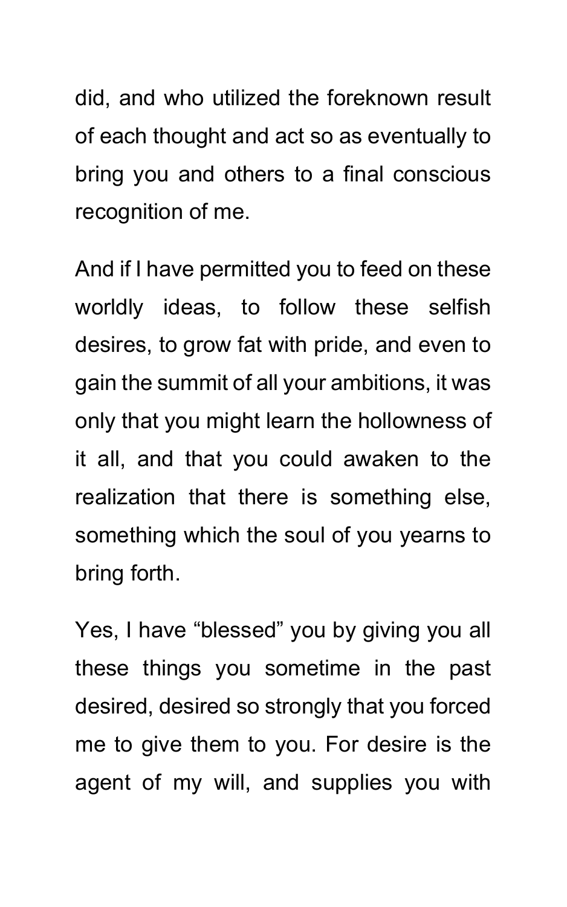did, and who utilized the foreknown result of each thought and act so as eventually to bring you and others to a final conscious recognition of me.

And if I have permitted you to feed on these worldly ideas, to follow these selfish desires, to grow fat with pride, and even to gain the summit of all your ambitions, it was only that you might learn the hollowness of it all, and that you could awaken to the realization that there is something else, something which the soul of you yearns to bring forth.

Yes, I have "blessed" you by giving you all these things you sometime in the past desired, desired so strongly that you forced me to give them to you. For desire is the agent of my will, and supplies you with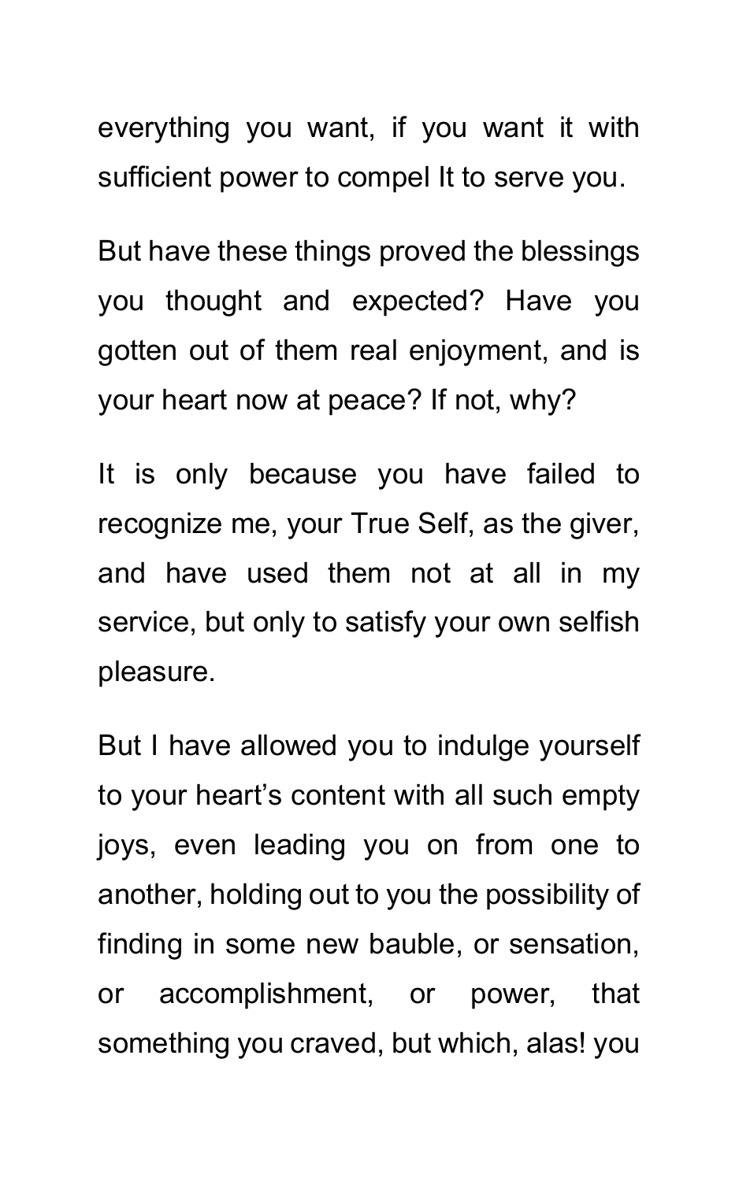everything you want, if you want it with sufficient power to compel It to serve you.

But have these things proved the blessings you thought and expected? Have you gotten out of them real enjoyment, and is your heart now at peace? If not, why?

It is only because you have failed to recognize me, your True Self, as the giver, and have used them not at all in my service, but only to satisfy your own selfish pleasure.

But I have allowed you to indulge yourself to your heart's content with all such empty joys, even leading you on from one to another, holding out to you the possibility of finding in some new bauble, or sensation, or accomplishment, or power, that something you craved, but which, alas! you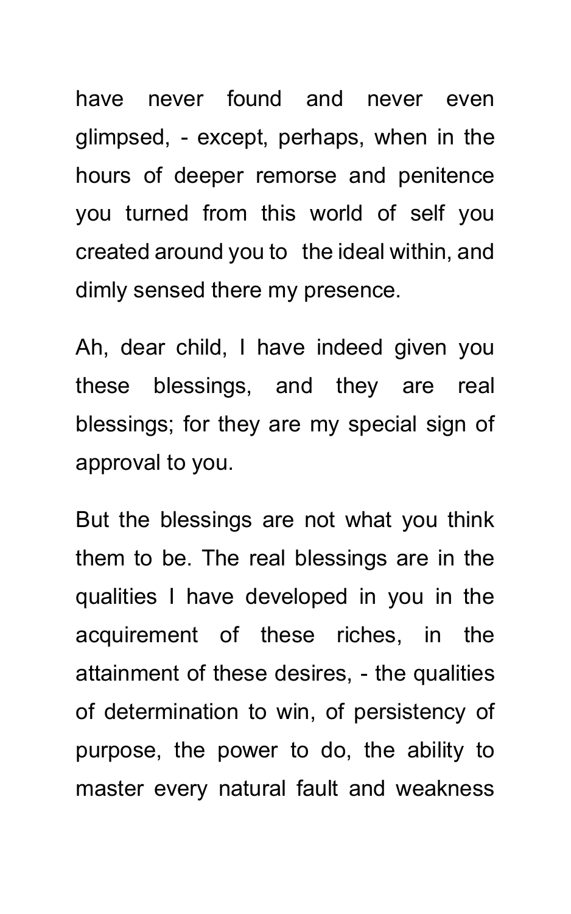have never found and never even glimpsed, - except, perhaps, when in the hours of deeper remorse and penitence you turned from this world of self you created around you to the ideal within, and dimly sensed there my presence.

Ah, dear child, I have indeed given you these blessings, and they are real blessings; for they are my special sign of approval to you.

But the blessings are not what you think them to be. The real blessings are in the qualities I have developed in you in the acquirement of these riches, in the attainment of these desires, - the qualities of determination to win, of persistency of purpose, the power to do, the ability to master every natural fault and weakness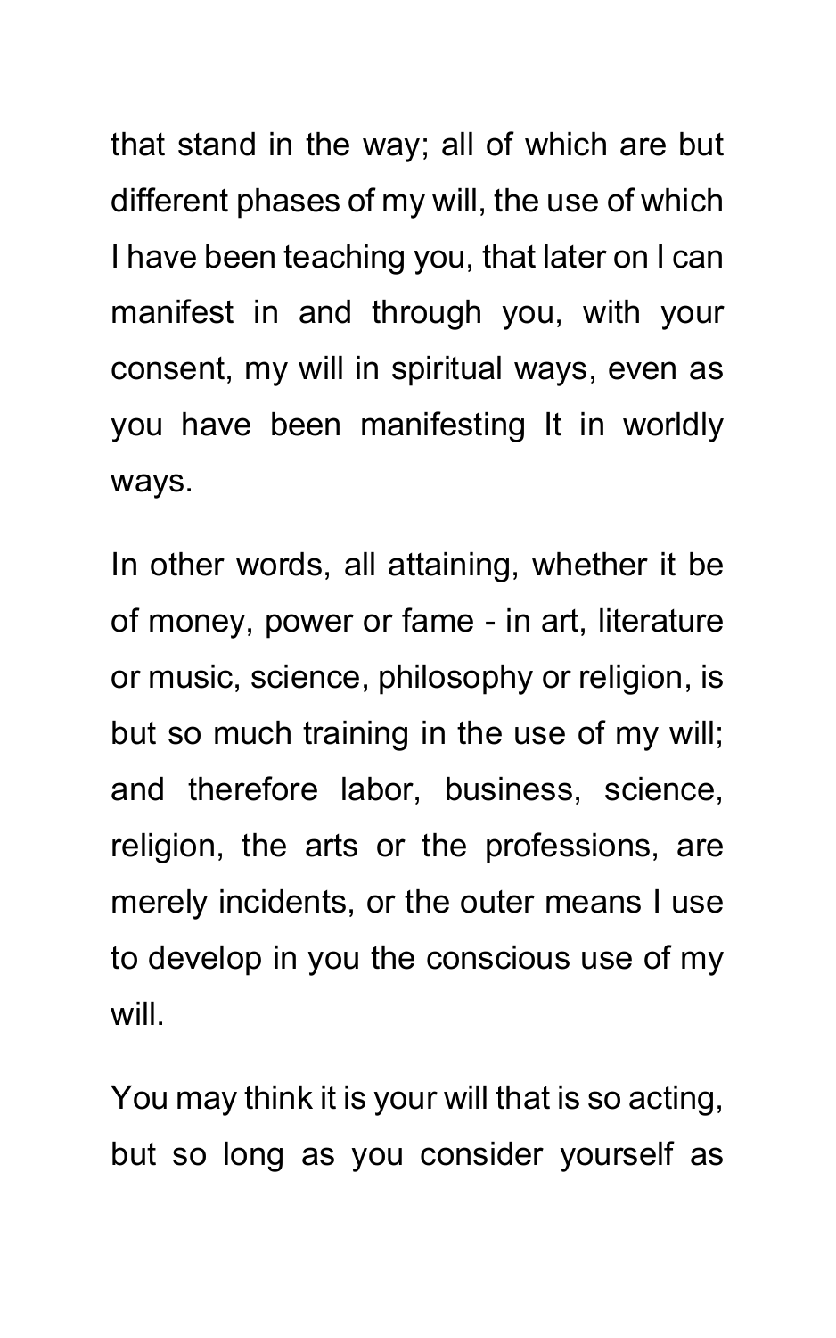that stand in the way; all of which are but different phases of my will, the use of which I have been teaching you, that later on I can manifest in and through you, with your consent, my will in spiritual ways, even as you have been manifesting It in worldly ways.

In other words, all attaining, whether it be of money, power or fame - in art, literature or music, science, philosophy or religion, is but so much training in the use of my will; and therefore labor, business, science, religion, the arts or the professions, are merely incidents, or the outer means I use to develop in you the conscious use of my will.

You may think it is your will that is so acting, but so long as you consider yourself as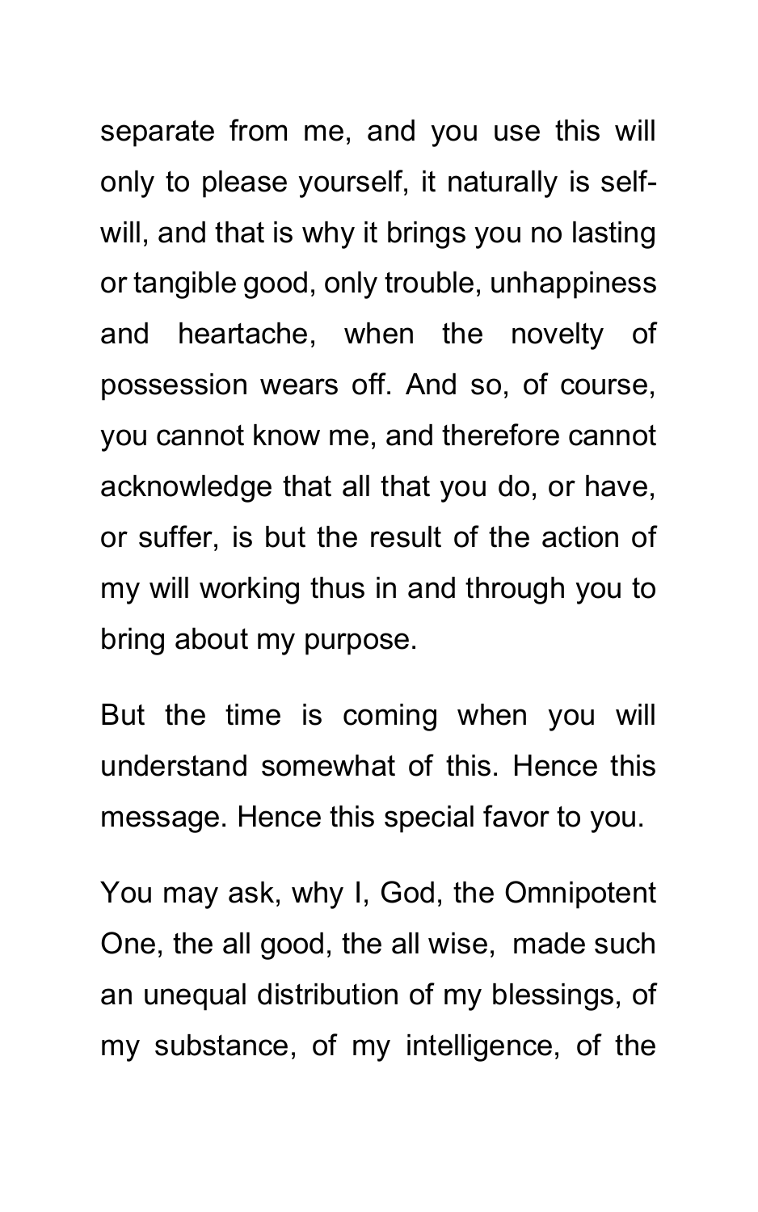separate from me, and you use this will only to please yourself, it naturally is self-will, and that is why it brings you no lasting or tangible good, only trouble, unhappiness and heartache, when the novelty of possession wears off. And so, of course, you cannot know me, and therefore cannot acknowledge that all that you do, or have, or suffer, is but the result of the action of my will working thus in and through you to bring about my purpose.

But the time is coming when you will understand somewhat of this. Hence this message. Hence this special favor to you.

You may ask, why I, God, the Omnipotent One, the all good, the all wise, made such an unequal distribution of my blessings, of my substance, of my intelligence, of the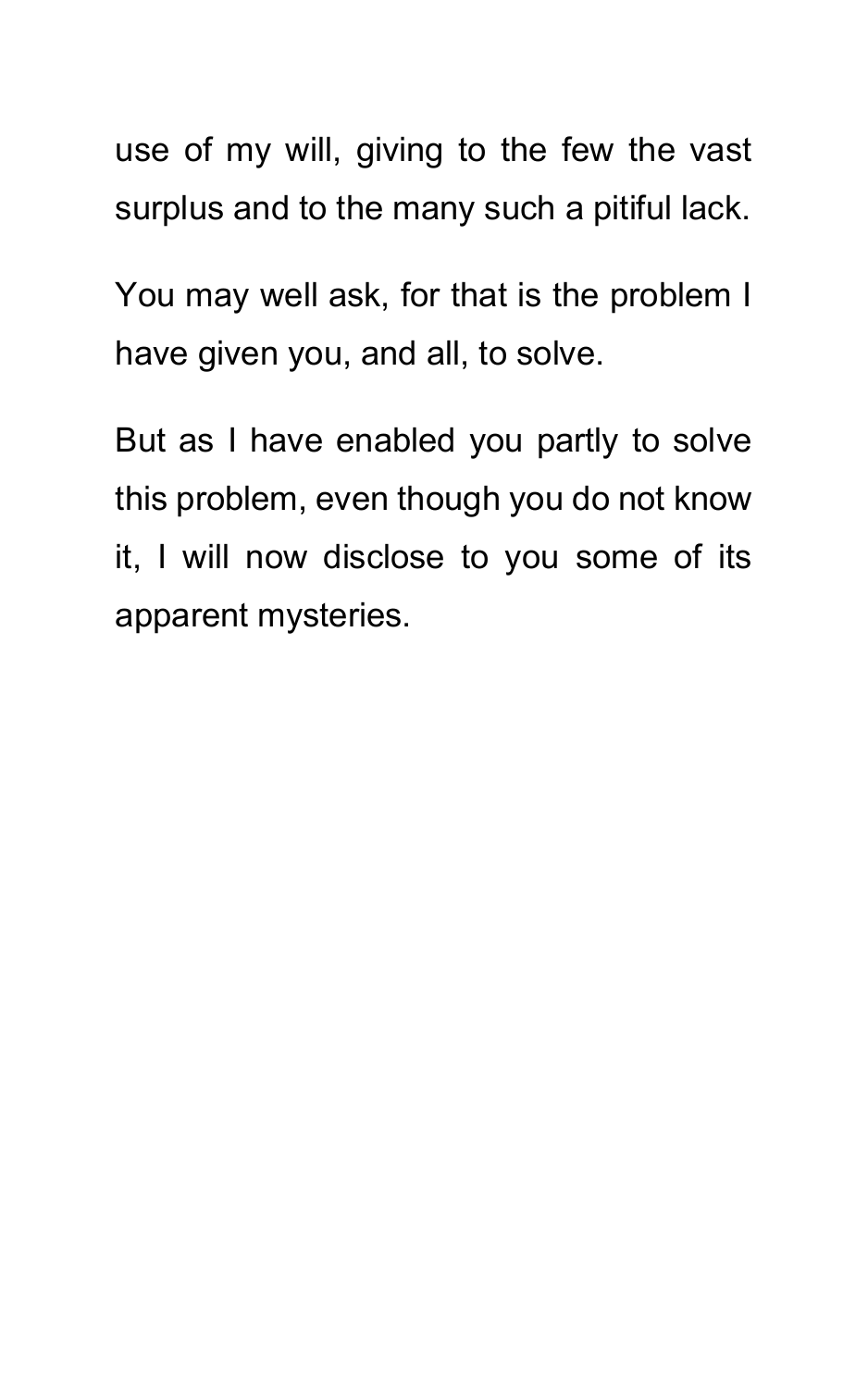use of my will, giving to the few the vast surplus and to the many such a pitiful lack.

You may well ask, for that is the problem I have given you, and all, to solve.

But as I have enabled you partly to solve this problem, even though you do not know it, I will now disclose to you some of its apparent mysteries.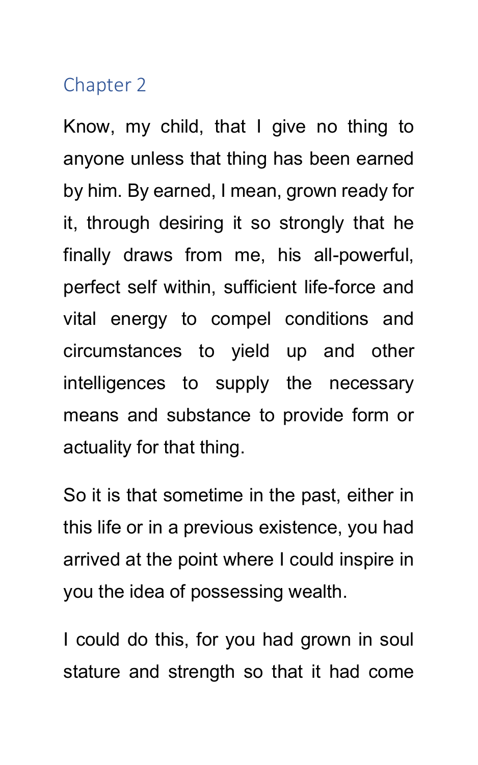## Chapter 2

Know, my child, that I give no thing to anyone unless that thing has been earned by him. By earned, I mean, grown ready for it, through desiring it so strongly that he finally draws from me, his all-powerful, perfect self within, sufficient life-force and vital energy to compel conditions and circumstances to yield up and other intelligences to supply the necessary means and substance to provide form or actuality for that thing.

So it is that sometime in the past, either in this life or in a previous existence, you had arrived at the point where I could inspire in you the idea of possessing wealth.

I could do this, for you had grown in soul stature and strength so that it had come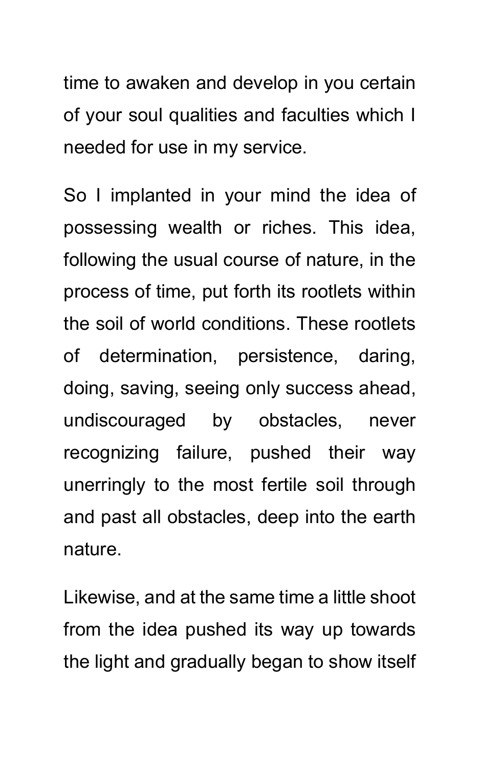time to awaken and develop in you certain of your soul qualities and faculties which I needed for use in my service.

So I implanted in your mind the idea of possessing wealth or riches. This idea, following the usual course of nature, in the process of time, put forth its rootlets within the soil of world conditions. These rootlets of determination, persistence, daring, doing, saving, seeing only success ahead, undiscouraged by obstacles, never recognizing failure, pushed their way unerringly to the most fertile soil through and past all obstacles, deep into the earth nature.

Likewise, and at the same time a little shoot from the idea pushed its way up towards the light and gradually began to show itself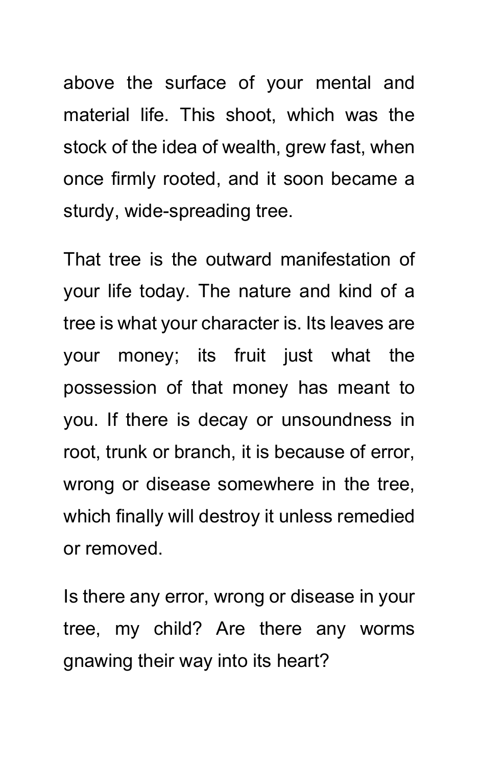above the surface of your mental and material life. This shoot, which was the stock of the idea of wealth, grew fast, when once firmly rooted, and it soon became a sturdy, wide-spreading tree.

That tree is the outward manifestation of your life today. The nature and kind of a tree is what your character is. Its leaves are your money; its fruit just what the possession of that money has meant to you. If there is decay or unsoundness in root, trunk or branch, it is because of error, wrong or disease somewhere in the tree, which finally will destroy it unless remedied or removed.

Is there any error, wrong or disease in your tree, my child? Are there any worms gnawing their way into its heart?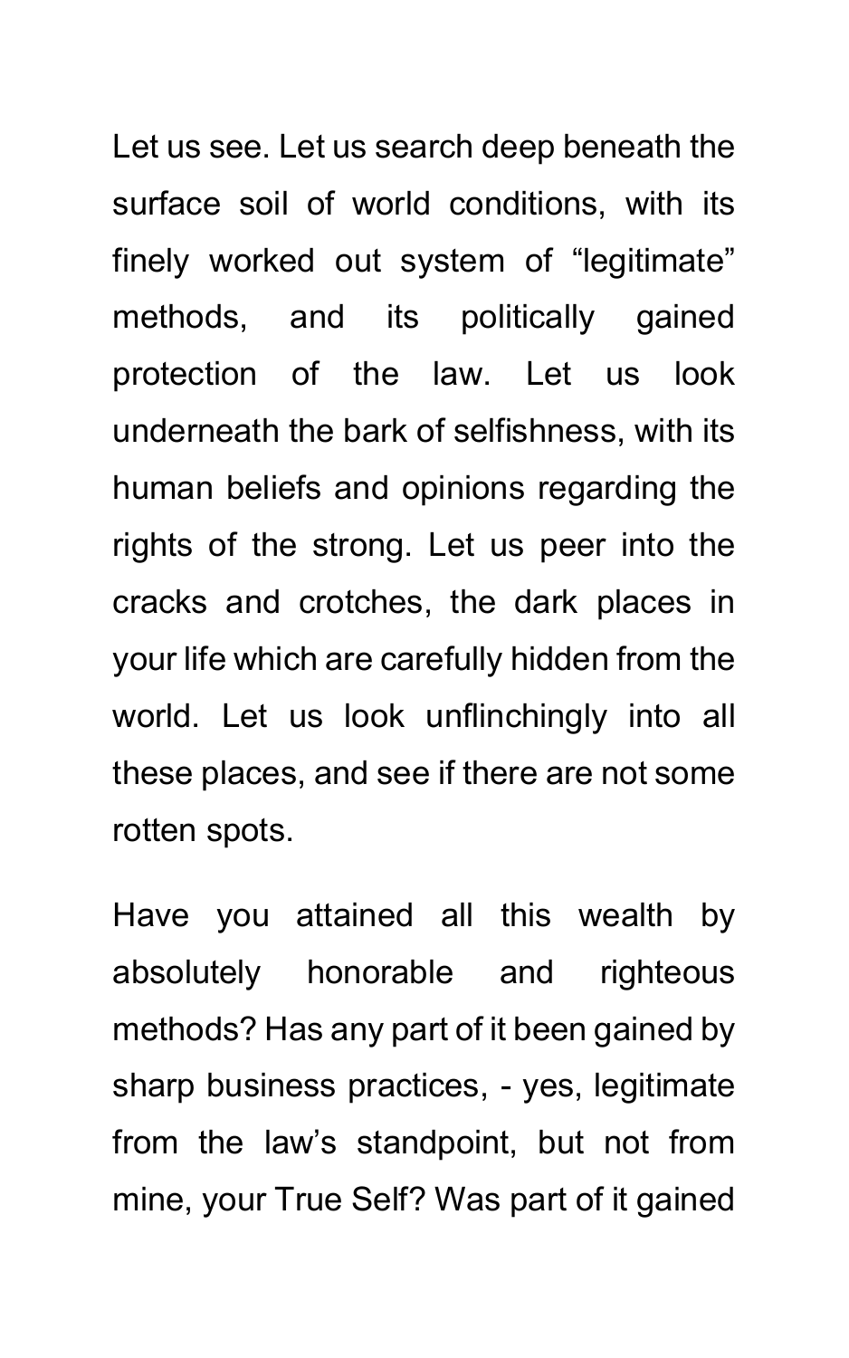Let us see. Let us search deep beneath the surface soil of world conditions, with its finely worked out system of “legitimate” methods, and its politically gained protection of the law. Let us look underneath the bark of selfishness, with its human beliefs and opinions regarding the rights of the strong. Let us peer into the cracks and crotches, the dark places in your life which are carefully hidden from the world. Let us look unflinchingly into all these places, and see if there are not some rotten spots.

Have you attained all this wealth by absolutely honorable and righteous methods? Has any part of it been gained by sharp business practices, - yes, legitimate from the law’s standpoint, but not from mine, your True Self? Was part of it gained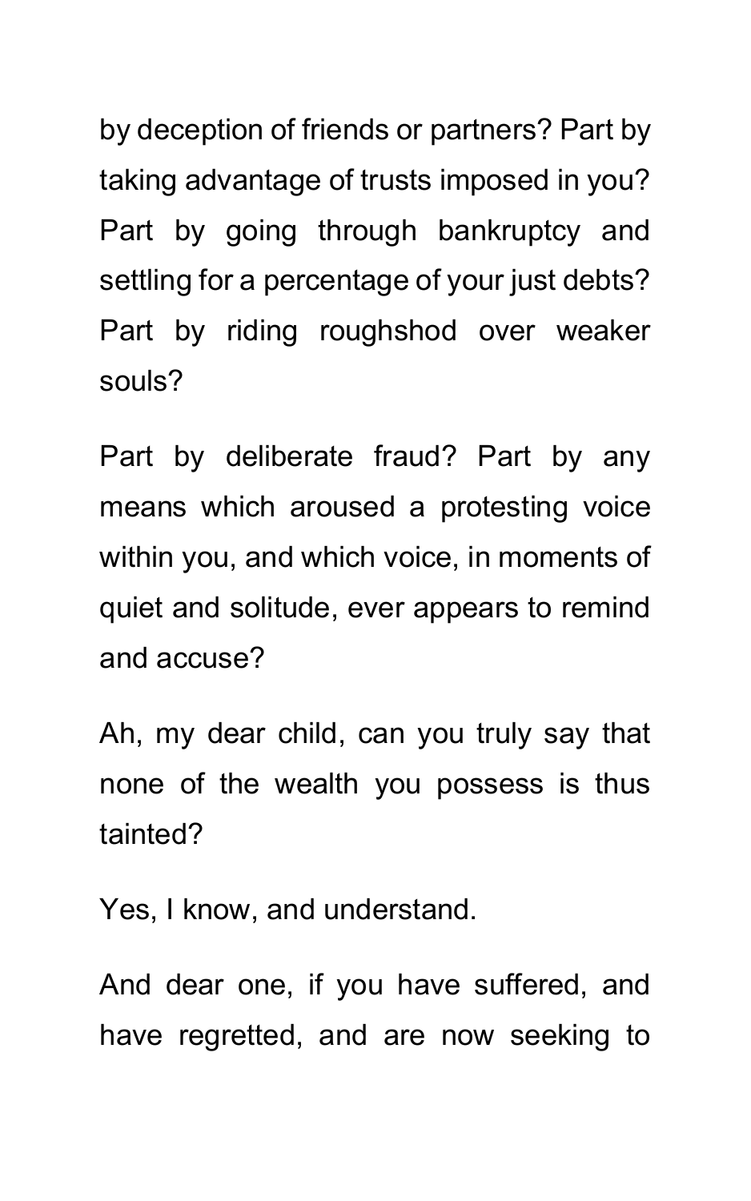by deception of friends or partners? Part by taking advantage of trusts imposed in you? Part by going through bankruptcy and settling for a percentage of your just debts? Part by riding roughshod over weaker souls?

Part by deliberate fraud? Part by any means which aroused a protesting voice within you, and which voice, in moments of quiet and solitude, ever appears to remind and accuse?

Ah, my dear child, can you truly say that none of the wealth you possess is thus tainted?

Yes, I know, and understand.

And dear one, if you have suffered, and have regretted, and are now seeking to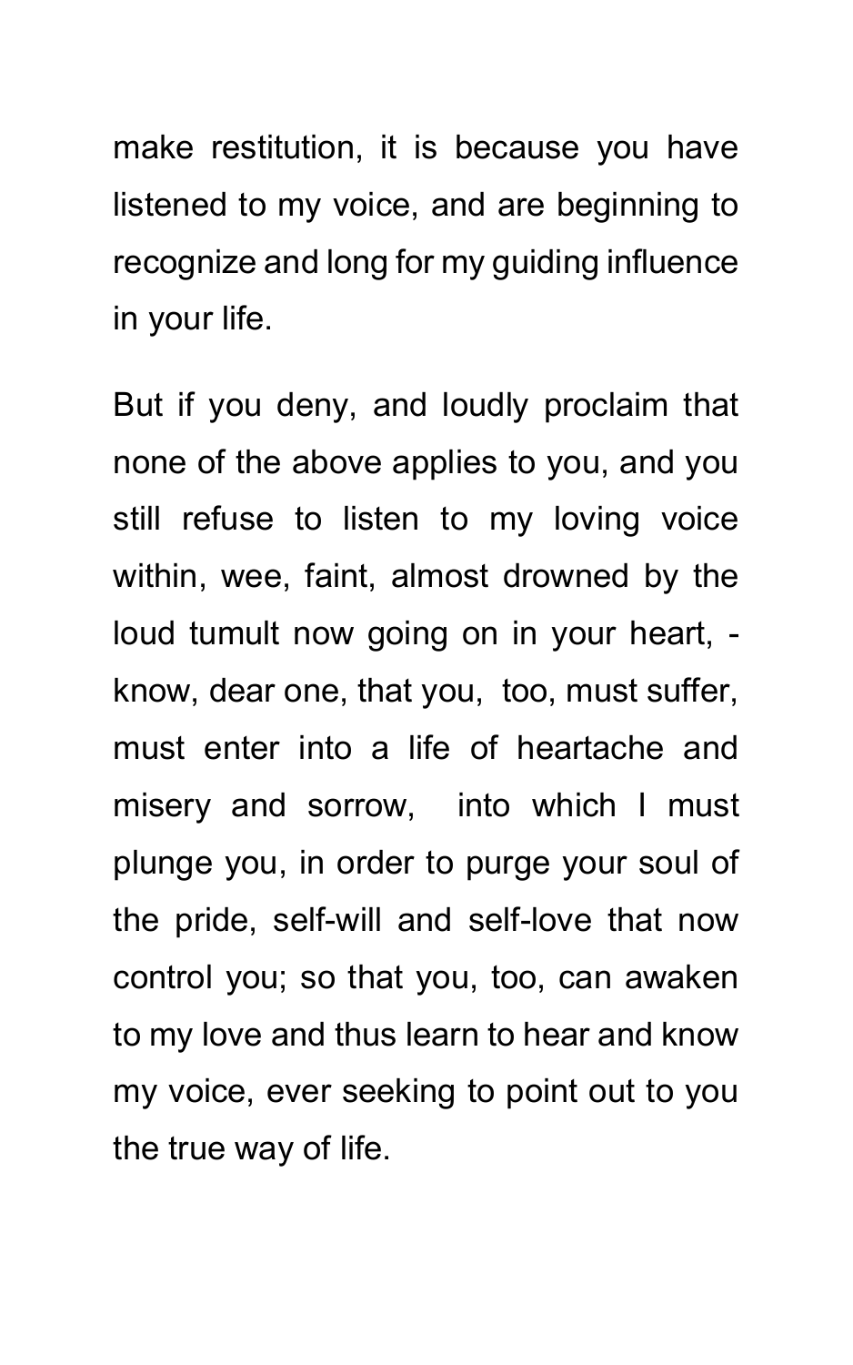make restitution, it is because you have listened to my voice, and are beginning to recognize and long for my guiding influence in your life.

But if you deny, and loudly proclaim that none of the above applies to you, and you still refuse to listen to my loving voice within, wee, faint, almost drowned by the loud tumult now going on in your heart, - know, dear one, that you, too, must suffer, must enter into a life of heartache and misery and sorrow, into which I must plunge you, in order to purge your soul of the pride, self-will and self-love that now control you; so that you, too, can awaken to my love and thus learn to hear and know my voice, ever seeking to point out to you the true way of life.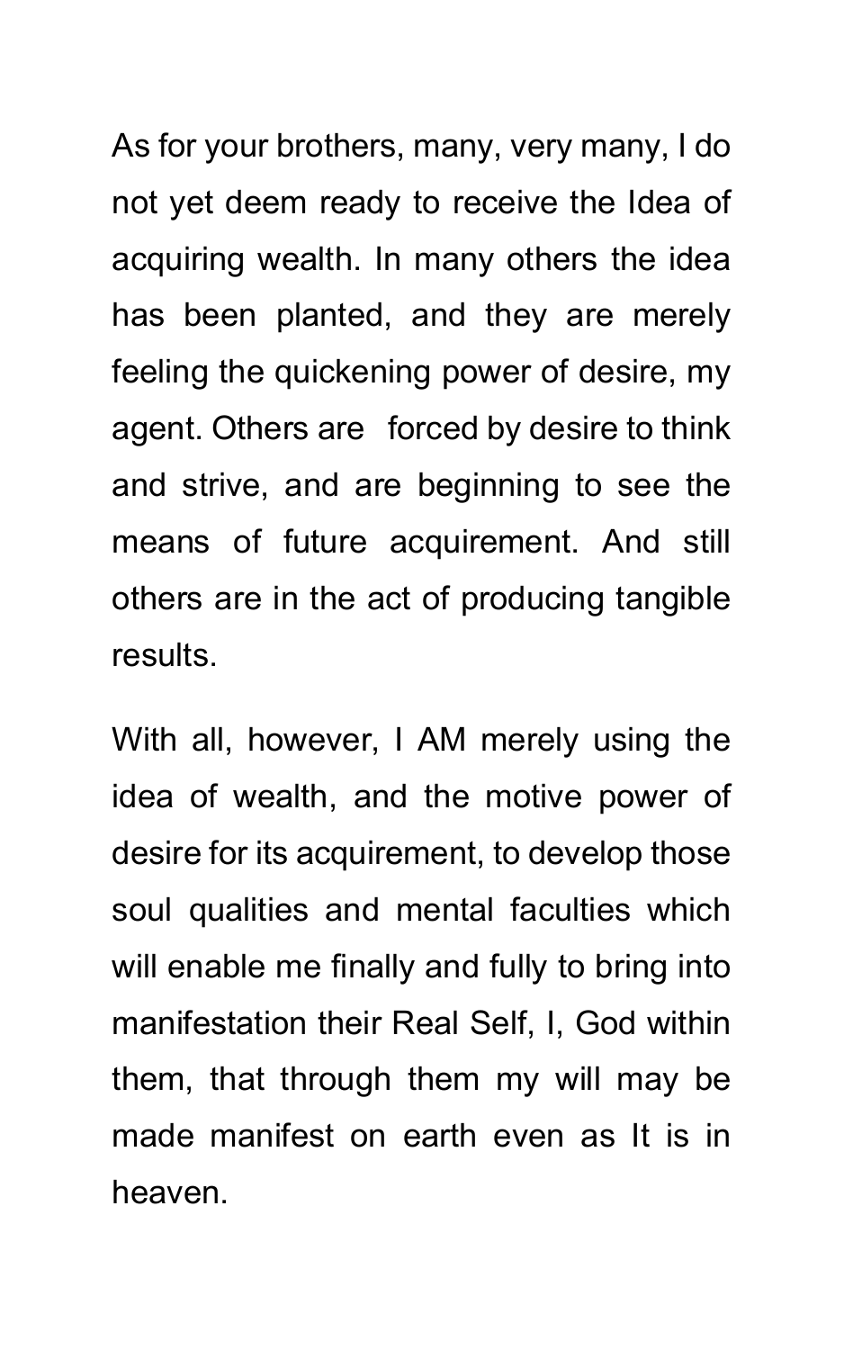As for your brothers, many, very many, I do not yet deem ready to receive the Idea of acquiring wealth. In many others the idea has been planted, and they are merely feeling the quickening power of desire, my agent. Others are forced by desire to think and strive, and are beginning to see the means of future acquirement. And still others are in the act of producing tangible results.

With all, however, I AM merely using the idea of wealth, and the motive power of desire for its acquirement, to develop those soul qualities and mental faculties which will enable me finally and fully to bring into manifestation their Real Self, I, God within them, that through them my will may be made manifest on earth even as It is in heaven.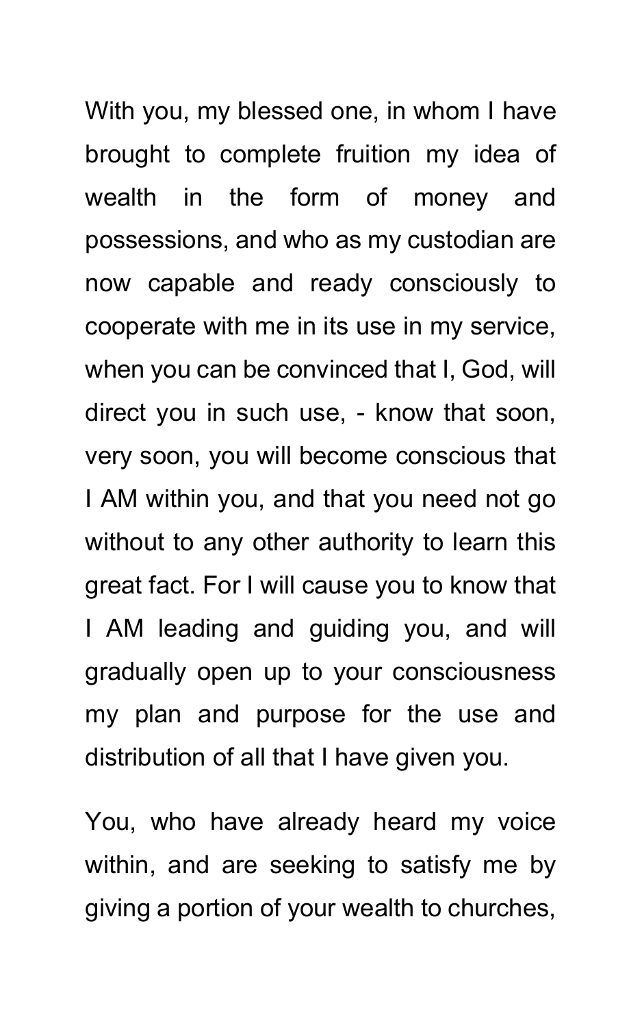With you, my blessed one, in whom I have brought to complete fruition my idea of wealth in the form of money and possessions, and who as my custodian are now capable and ready consciously to cooperate with me in its use in my service, when you can be convinced that I, God, will direct you in such use, - know that soon, very soon, you will become conscious that I AM within you, and that you need not go without to any other authority to learn this great fact. For I will cause you to know that I AM leading and guiding you, and will gradually open up to your consciousness my plan and purpose for the use and distribution of all that I have given you.

You, who have already heard my voice within, and are seeking to satisfy me by giving a portion of your wealth to churches,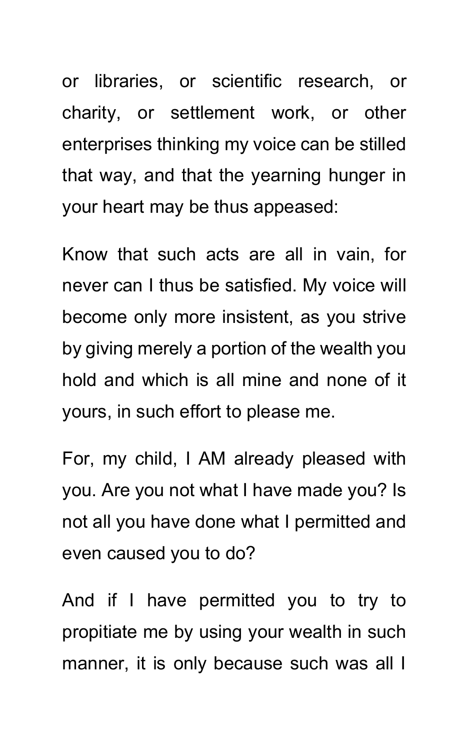or libraries, or scientific research, or charity, or settlement work, or other enterprises thinking my voice can be stilled that way, and that the yearning hunger in your heart may be thus appeased:

Know that such acts are all in vain, for never can I thus be satisfied. My voice will become only more insistent, as you strive by giving merely a portion of the wealth you hold and which is all mine and none of it yours, in such effort to please me.

For, my child, I AM already pleased with you. Are you not what I have made you? Is not all you have done what I permitted and even caused you to do?

And if I have permitted you to try to propitiate me by using your wealth in such manner, it is only because such was all I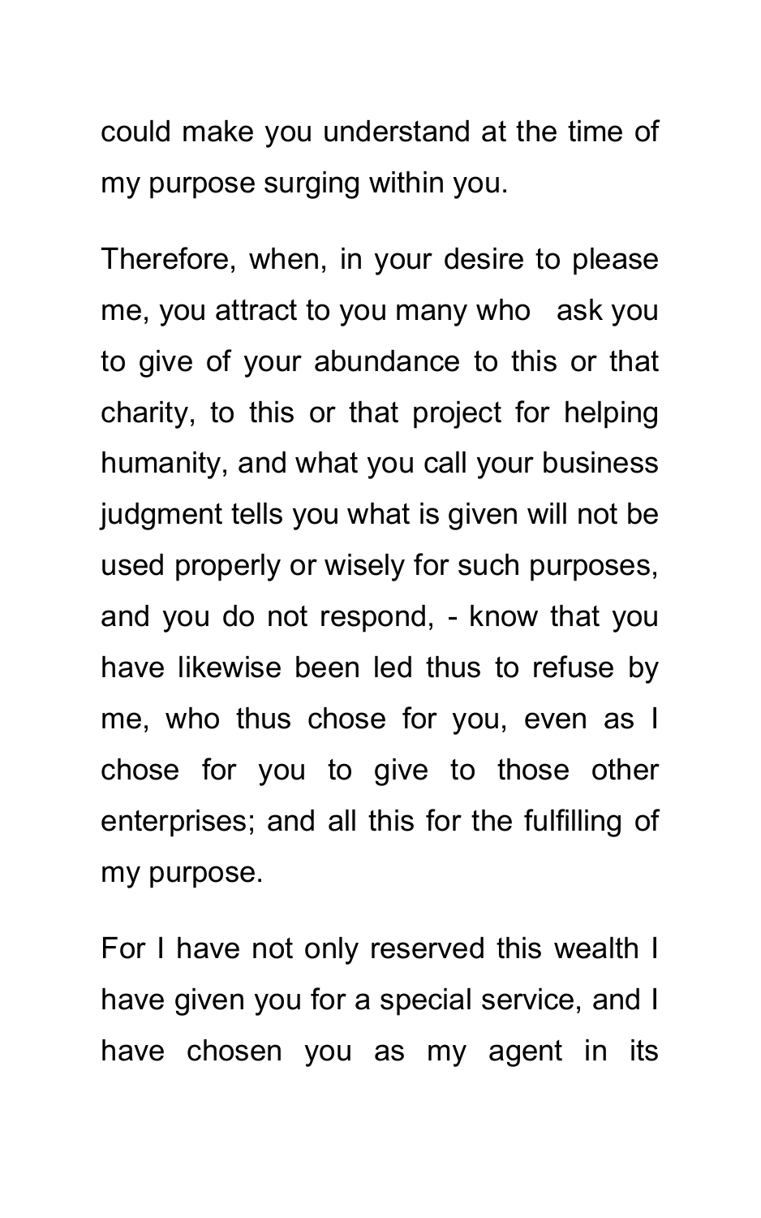could make you understand at the time of my purpose surging within you.

Therefore, when, in your desire to please me, you attract to you many who ask you to give of your abundance to this or that charity, to this or that project for helping humanity, and what you call your business judgment tells you what is given will not be used properly or wisely for such purposes, and you do not respond, - know that you have likewise been led thus to refuse by me, who thus chose for you, even as I chose for you to give to those other enterprises; and all this for the fulfilling of my purpose.

For I have not only reserved this wealth I have given you for a special service, and I have chosen you as my agent in its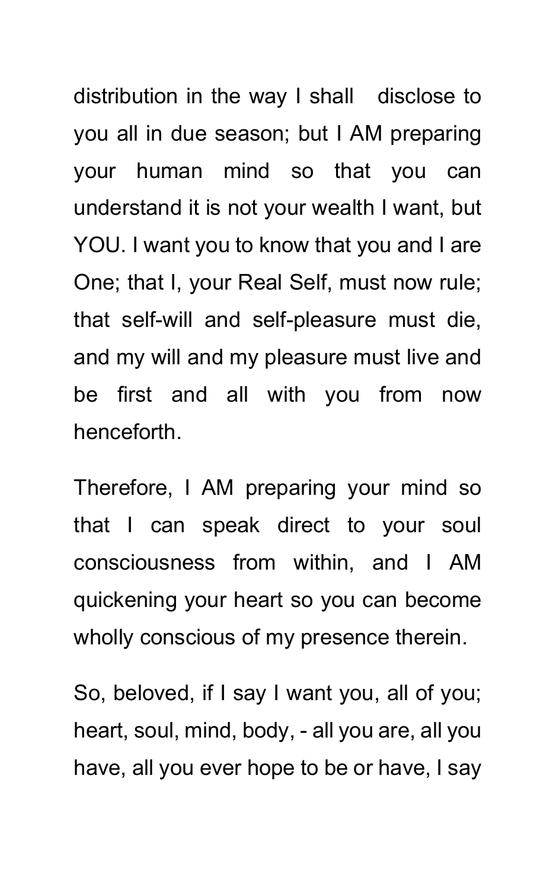distribution in the way I shall disclose to you all in due season; but I AM preparing your human mind so that you can understand it is not your wealth I want, but YOU. I want you to know that you and I are One; that I, your Real Self, must now rule; that self-will and self-pleasure must die, and my will and my pleasure must live and be first and all with you from now henceforth.

Therefore, I AM preparing your mind so that I can speak direct to your soul consciousness from within, and I AM quickening your heart so you can become wholly conscious of my presence therein.

So, beloved, if I say I want you, all of you; heart, soul, mind, body, - all you are, all you have, all you ever hope to be or have, I say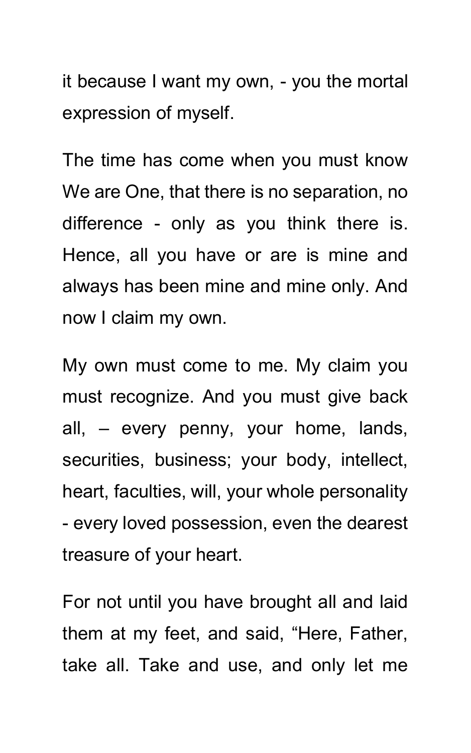it because I want my own, - you the mortal expression of myself.

The time has come when you must know We are One, that there is no separation, no difference - only as you think there is. Hence, all you have or are is mine and always has been mine and mine only. And now I claim my own.

My own must come to me. My claim you must recognize. And you must give back all, – every penny, your home, lands, securities, business; your body, intellect, heart, faculties, will, your whole personality - every loved possession, even the dearest treasure of your heart.

For not until you have brought all and laid them at my feet, and said, "Here, Father, take all. Take and use, and only let me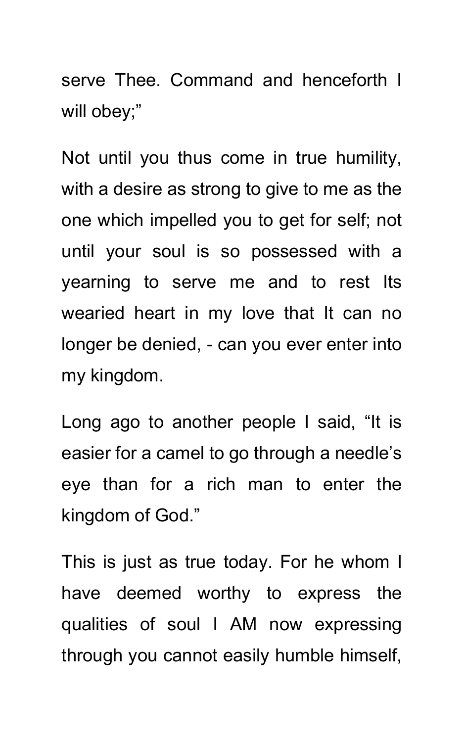serve Thee. Command and henceforth I will obey;"

Not until you thus come in true humility, with a desire as strong to give to me as the one which impelled you to get for self; not until your soul is so possessed with a yearning to serve me and to rest Its wearied heart in my love that It can no longer be denied, - can you ever enter into my kingdom.

Long ago to another people I said, "It is easier for a camel to go through a needle's eye than for a rich man to enter the kingdom of God."

This is just as true today. For he whom I have deemed worthy to express the qualities of soul I AM now expressing through you cannot easily humble himself,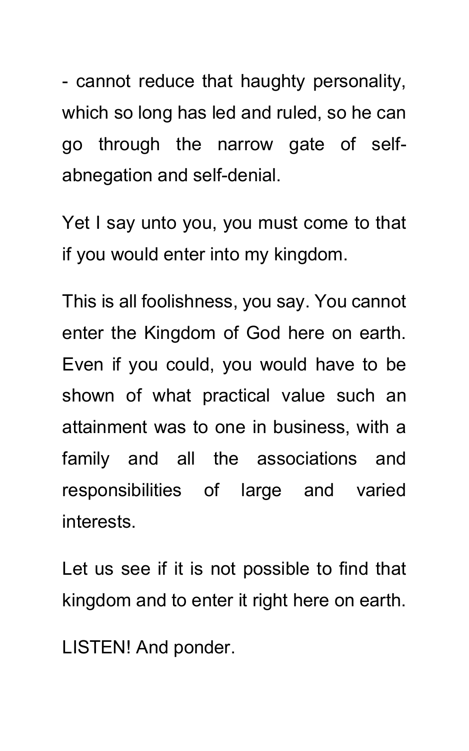- cannot reduce that haughty personality, which so long has led and ruled, so he can go through the narrow gate of self-abnegation and self-denial.

Yet I say unto you, you must come to that if you would enter into my kingdom.

This is all foolishness, you say. You cannot enter the Kingdom of God here on earth. Even if you could, you would have to be shown of what practical value such an attainment was to one in business, with a family and all the associations and responsibilities of large and varied interests.

Let us see if it is not possible to find that kingdom and to enter it right here on earth.

LISTEN! And ponder.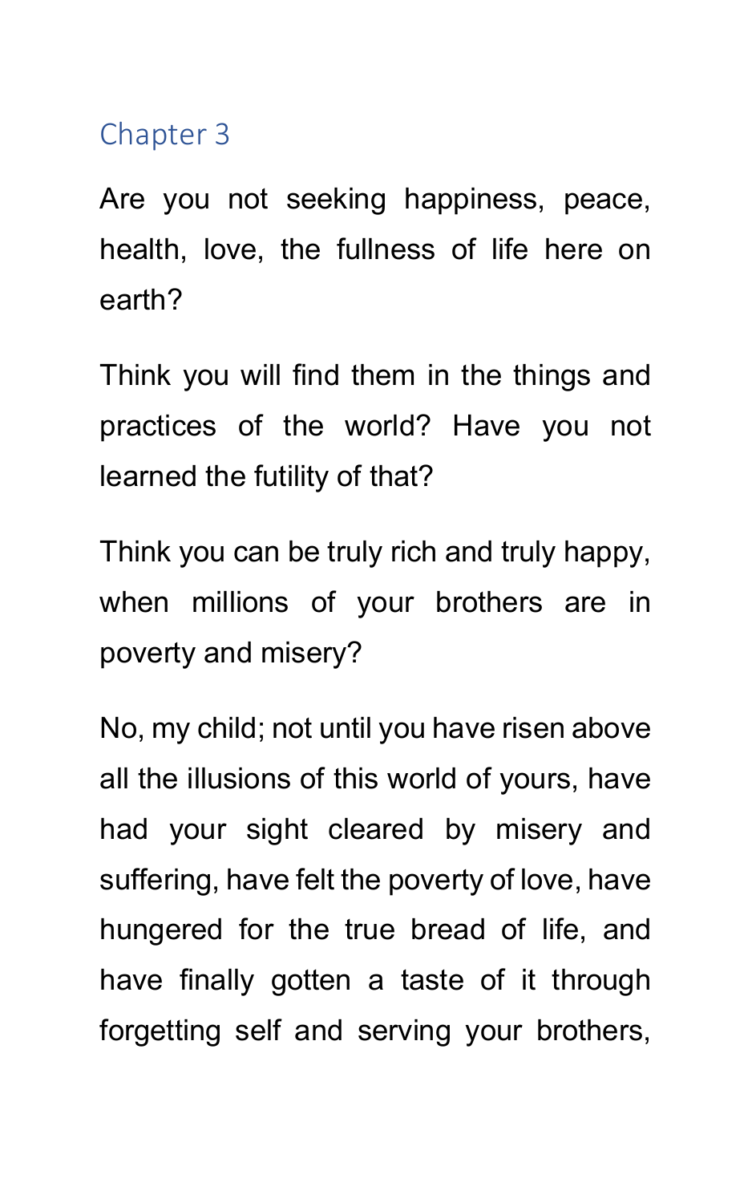## Chapter 3

Are you not seeking happiness, peace, health, love, the fullness of life here on earth?

Think you will find them in the things and practices of the world? Have you not learned the futility of that?

Think you can be truly rich and truly happy, when millions of your brothers are in poverty and misery?

No, my child; not until you have risen above all the illusions of this world of yours, have had your sight cleared by misery and suffering, have felt the poverty of love, have hungered for the true bread of life, and have finally gotten a taste of it through forgetting self and serving your brothers,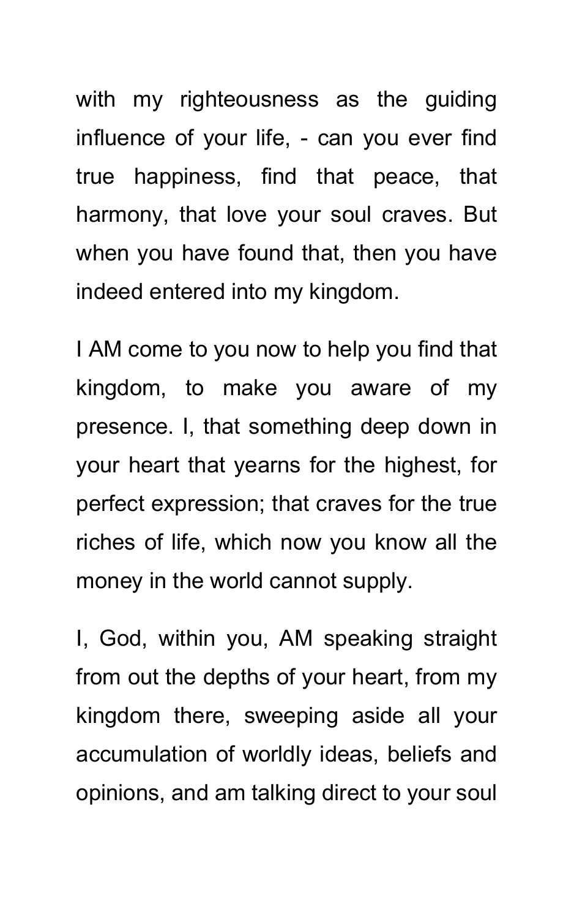with my righteousness as the guiding influence of your life, - can you ever find true happiness, find that peace, that harmony, that love your soul craves. But when you have found that, then you have indeed entered into my kingdom.

I AM come to you now to help you find that kingdom, to make you aware of my presence. I, that something deep down in your heart that yearns for the highest, for perfect expression; that craves for the true riches of life, which now you know all the money in the world cannot supply.

I, God, within you, AM speaking straight from out the depths of your heart, from my kingdom there, sweeping aside all your accumulation of worldly ideas, beliefs and opinions, and am talking direct to your soul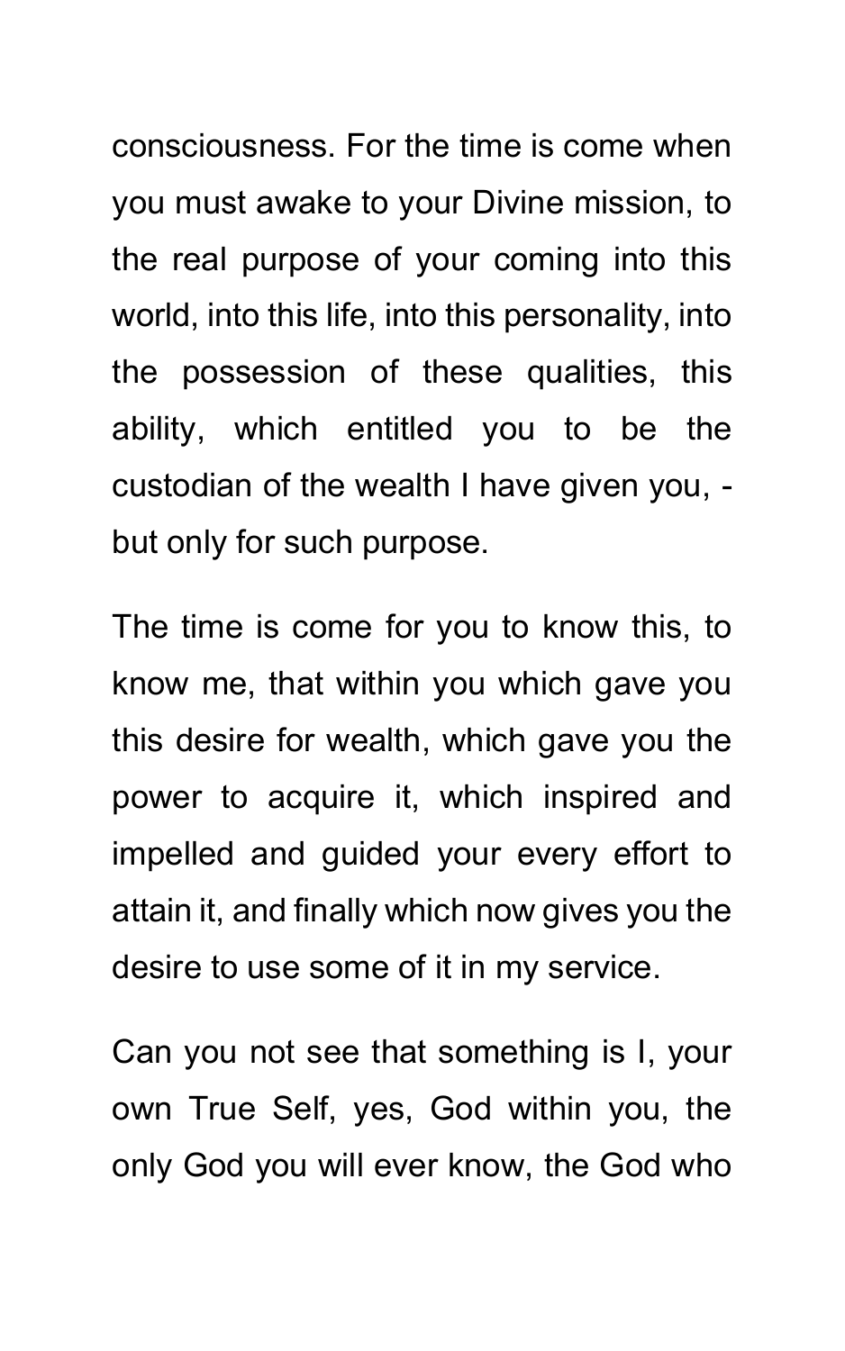consciousness. For the time is come when you must awake to your Divine mission, to the real purpose of your coming into this world, into this life, into this personality, into the possession of these qualities, this ability, which entitled you to be the custodian of the wealth I have given you, - but only for such purpose.

The time is come for you to know this, to know me, that within you which gave you this desire for wealth, which gave you the power to acquire it, which inspired and impelled and guided your every effort to attain it, and finally which now gives you the desire to use some of it in my service.

Can you not see that something is I, your own True Self, yes, God within you, the only God you will ever know, the God who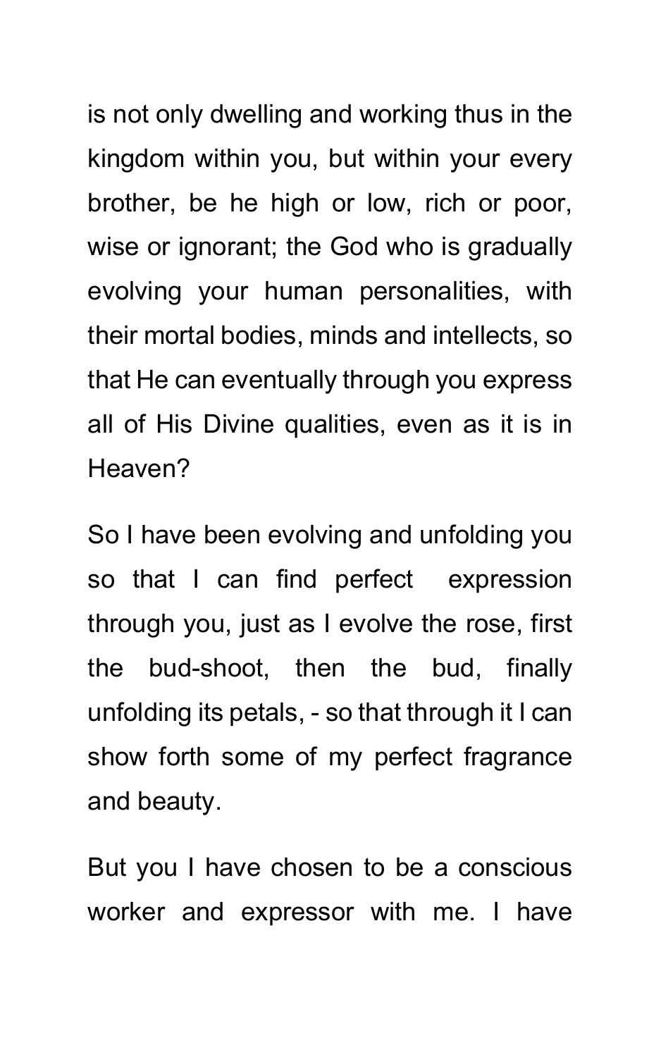is not only dwelling and working thus in the kingdom within you, but within your every brother, be he high or low, rich or poor, wise or ignorant; the God who is gradually evolving your human personalities, with their mortal bodies, minds and intellects, so that He can eventually through you express all of His Divine qualities, even as it is in Heaven?

So I have been evolving and unfolding you so that I can find perfect expression through you, just as I evolve the rose, first the bud-shoot, then the bud, finally unfolding its petals, - so that through it I can show forth some of my perfect fragrance and beauty.

But you I have chosen to be a conscious worker and expressor with me. I have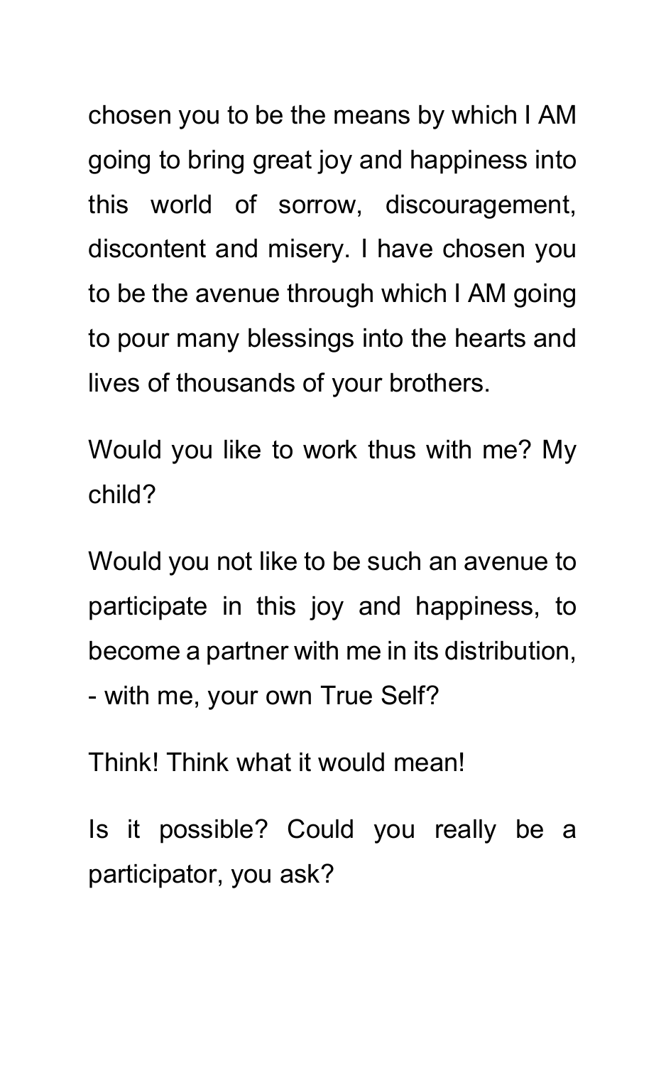chosen you to be the means by which I AM going to bring great joy and happiness into this world of sorrow, discouragement, discontent and misery. I have chosen you to be the avenue through which I AM going to pour many blessings into the hearts and lives of thousands of your brothers.

Would you like to work thus with me? My child?

Would you not like to be such an avenue to participate in this joy and happiness, to become a partner with me in its distribution, - with me, your own True Self?

Think! Think what it would mean!

Is it possible? Could you really be a participator, you ask?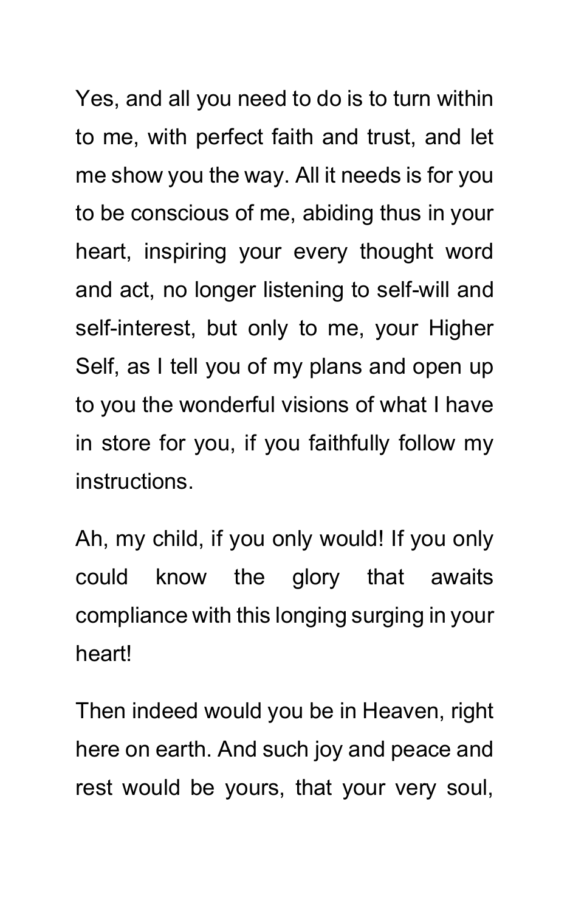Yes, and all you need to do is to turn within to me, with perfect faith and trust, and let me show you the way. All it needs is for you to be conscious of me, abiding thus in your heart, inspiring your every thought word and act, no longer listening to self-will and self-interest, but only to me, your Higher Self, as I tell you of my plans and open up to you the wonderful visions of what I have in store for you, if you faithfully follow my instructions.

Ah, my child, if you only would! If you only could know the glory that awaits compliance with this longing surging in your heart!

Then indeed would you be in Heaven, right here on earth. And such joy and peace and rest would be yours, that your very soul,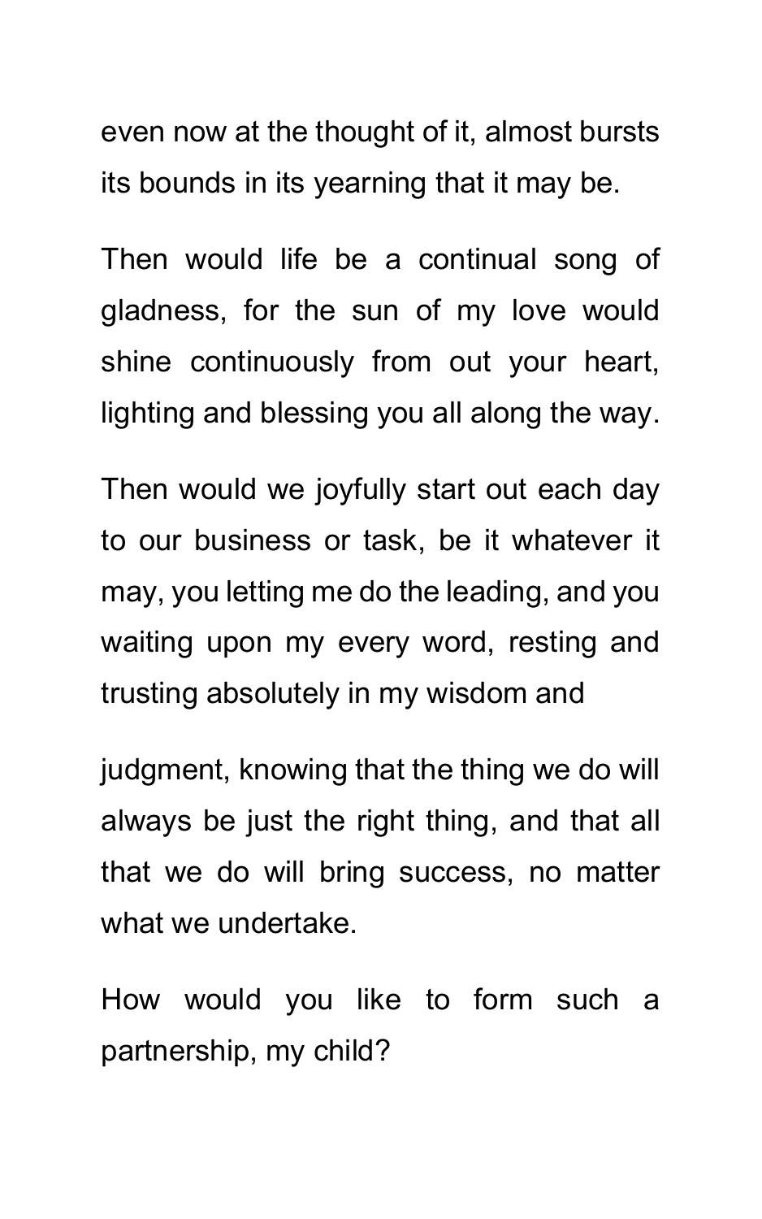even now at the thought of it, almost bursts its bounds in its yearning that it may be.

Then would life be a continual song of gladness, for the sun of my love would shine continuously from out your heart, lighting and blessing you all along the way.

Then would we joyfully start out each day to our business or task, be it whatever it may, you letting me do the leading, and you waiting upon my every word, resting and trusting absolutely in my wisdom and judgment, knowing that the thing we do will always be just the right thing, and that all that we do will bring success, no matter what we undertake.

How would you like to form such a partnership, my child?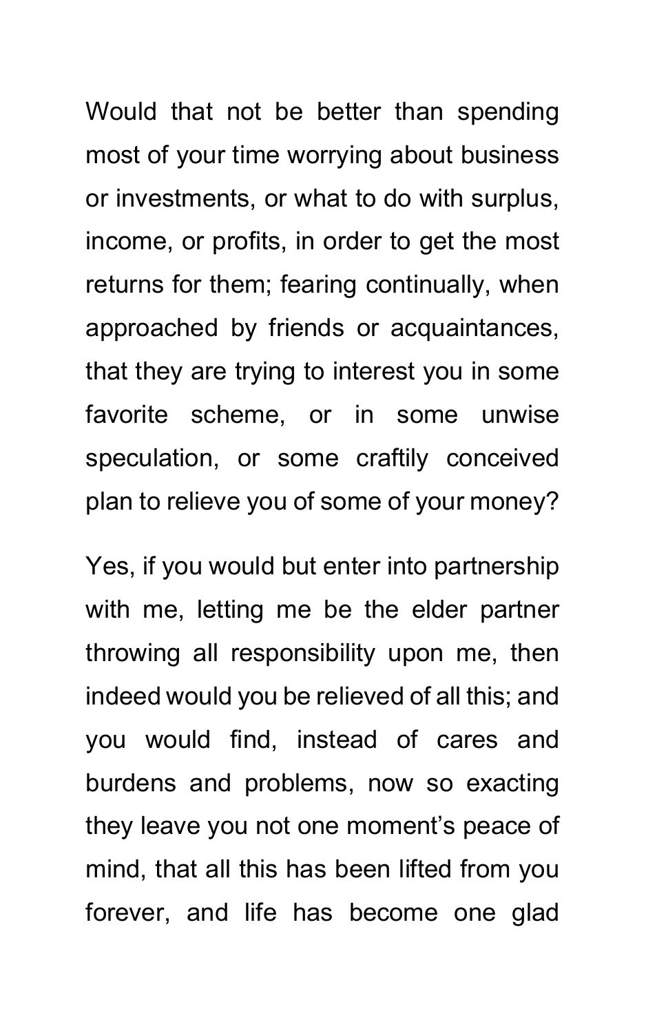Would that not be better than spending most of your time worrying about business or investments, or what to do with surplus, income, or profits, in order to get the most returns for them; fearing continually, when approached by friends or acquaintances, that they are trying to interest you in some favorite scheme, or in some unwise speculation, or some craftily conceived plan to relieve you of some of your money?

Yes, if you would but enter into partnership with me, letting me be the elder partner throwing all responsibility upon me, then indeed would you be relieved of all this; and you would find, instead of cares and burdens and problems, now so exacting they leave you not one moment's peace of mind, that all this has been lifted from you forever, and life has become one glad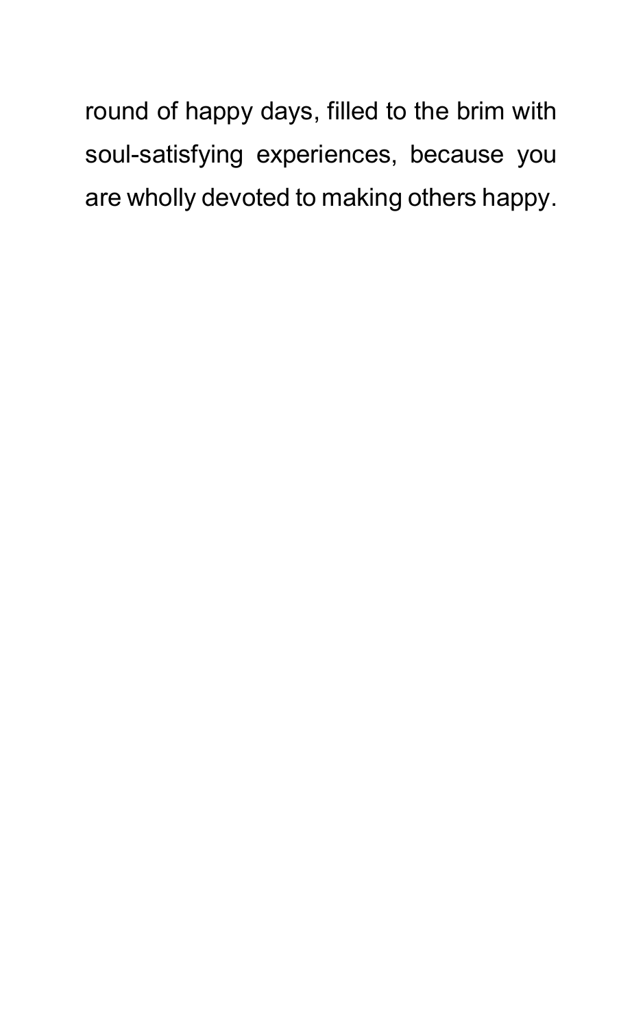round of happy days, filled to the brim with soul-satisfying experiences, because you are wholly devoted to making others happy.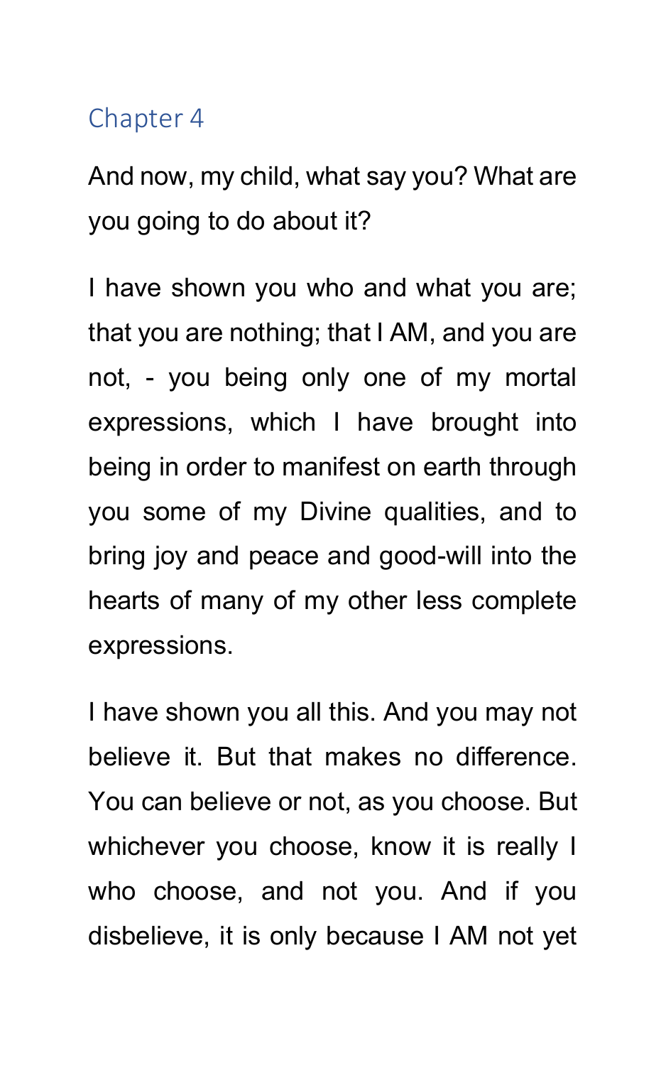## Chapter 4

And now, my child, what say you? What are you going to do about it?

I have shown you who and what you are; that you are nothing; that I AM, and you are not, - you being only one of my mortal expressions, which I have brought into being in order to manifest on earth through you some of my Divine qualities, and to bring joy and peace and good-will into the hearts of many of my other less complete expressions.

I have shown you all this. And you may not believe it. But that makes no difference. You can believe or not, as you choose. But whichever you choose, know it is really I who choose, and not you. And if you disbelieve, it is only because I AM not yet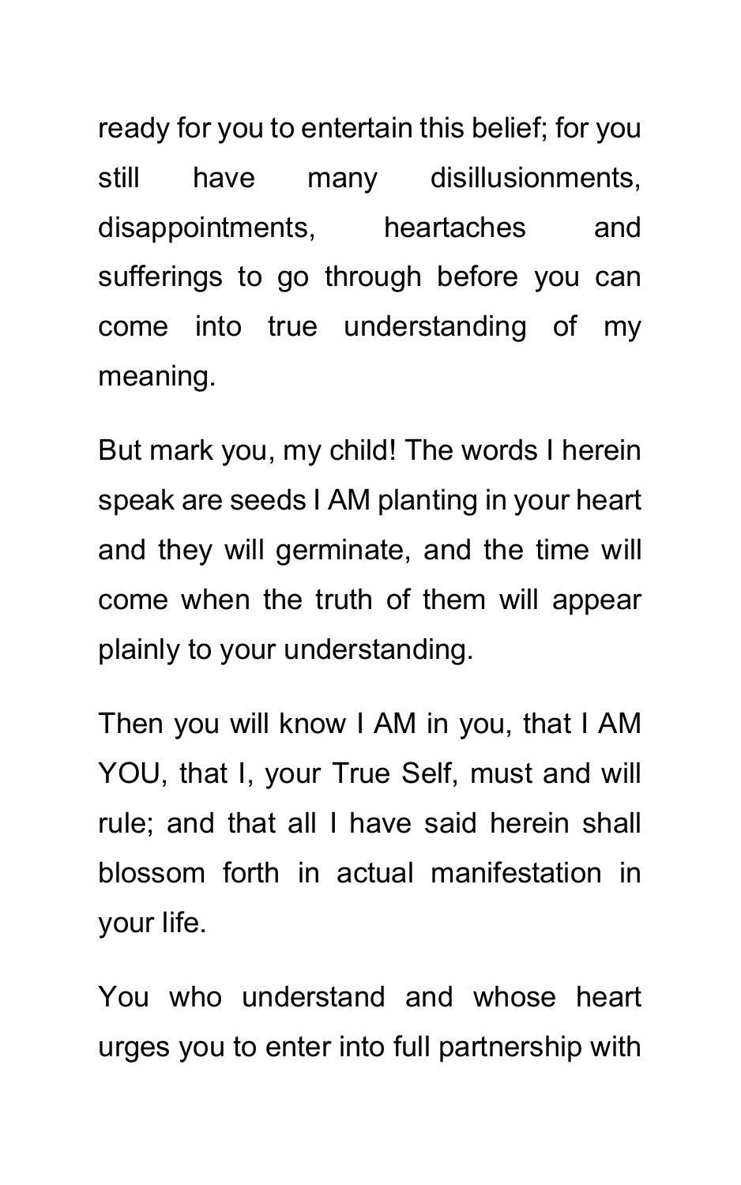ready for you to entertain this belief; for you still have many disillusionments, disappointments, heartaches and sufferings to go through before you can come into true understanding of my meaning.

But mark you, my child! The words I herein speak are seeds I AM planting in your heart and they will germinate, and the time will come when the truth of them will appear plainly to your understanding.

Then you will know I AM in you, that I AM YOU, that I, your True Self, must and will rule; and that all I have said herein shall blossom forth in actual manifestation in your life.

You who understand and whose heart urges you to enter into full partnership with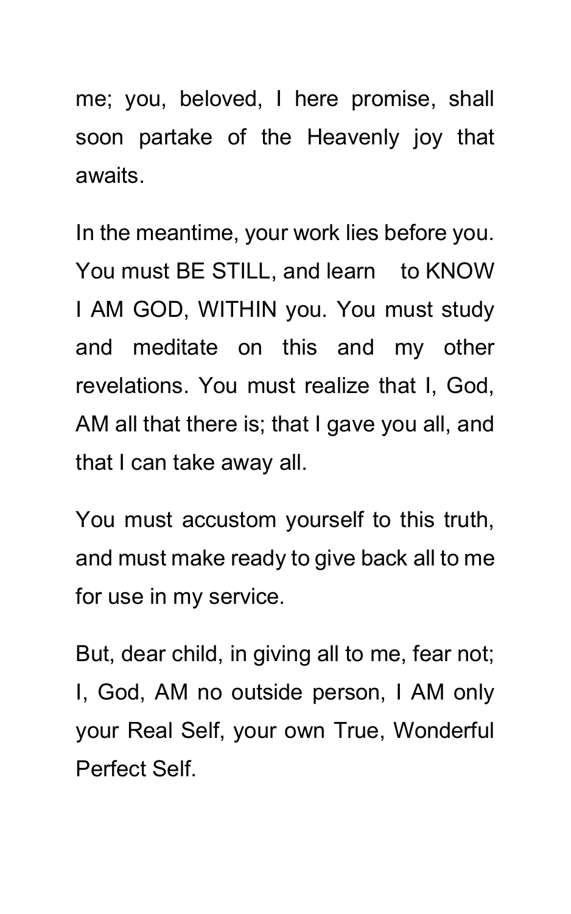me; you, beloved, I here promise, shall soon partake of the Heavenly joy that awaits.

In the meantime, your work lies before you. You must BE STILL, and learn to KNOW I AM GOD, WITHIN you. You must study and meditate on this and my other revelations. You must realize that I, God, AM all that there is; that I gave you all, and that I can take away all.

You must accustom yourself to this truth, and must make ready to give back all to me for use in my service.

But, dear child, in giving all to me, fear not; I, God, AM no outside person, I AM only your Real Self, your own True, Wonderful Perfect Self.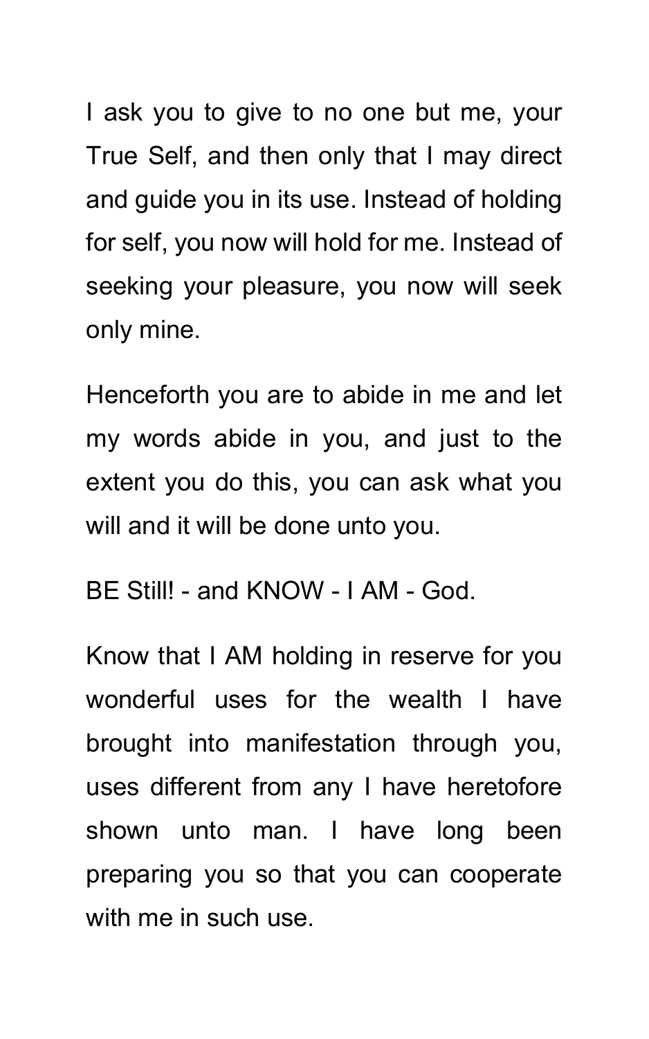I ask you to give to no one but me, your True Self, and then only that I may direct and guide you in its use. Instead of holding for self, you now will hold for me. Instead of seeking your pleasure, you now will seek only mine.

Henceforth you are to abide in me and let my words abide in you, and just to the extent you do this, you can ask what you will and it will be done unto you.

BE Still! - and KNOW - I AM - God.

Know that I AM holding in reserve for you wonderful uses for the wealth I have brought into manifestation through you, uses different from any I have heretofore shown unto man. I have long been preparing you so that you can cooperate with me in such use.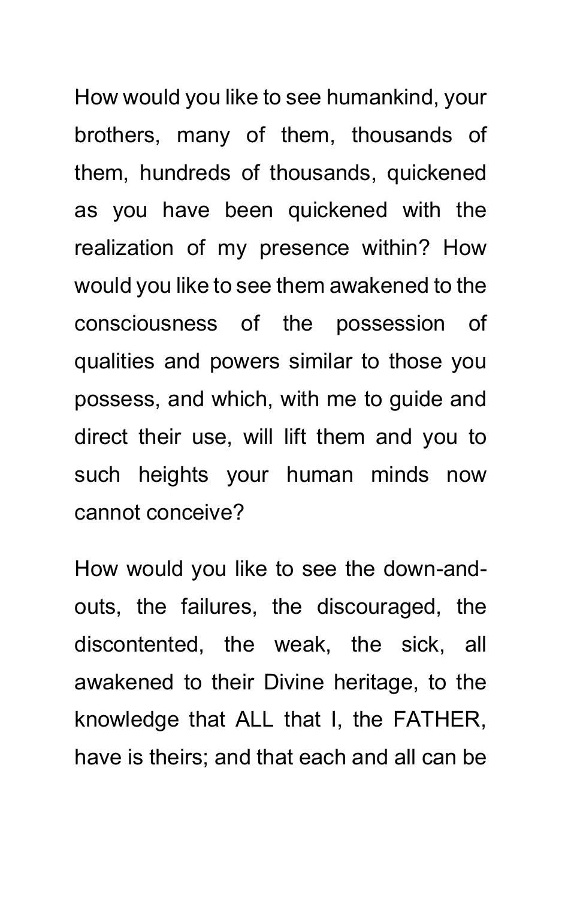How would you like to see humankind, your brothers, many of them, thousands of them, hundreds of thousands, quickened as you have been quickened with the realization of my presence within? How would you like to see them awakened to the consciousness of the possession of qualities and powers similar to those you possess, and which, with me to guide and direct their use, will lift them and you to such heights your human minds now cannot conceive?

How would you like to see the down-and-outs, the failures, the discouraged, the discontented, the weak, the sick, all awakened to their Divine heritage, to the knowledge that ALL that I, the FATHER, have is theirs; and that each and all can be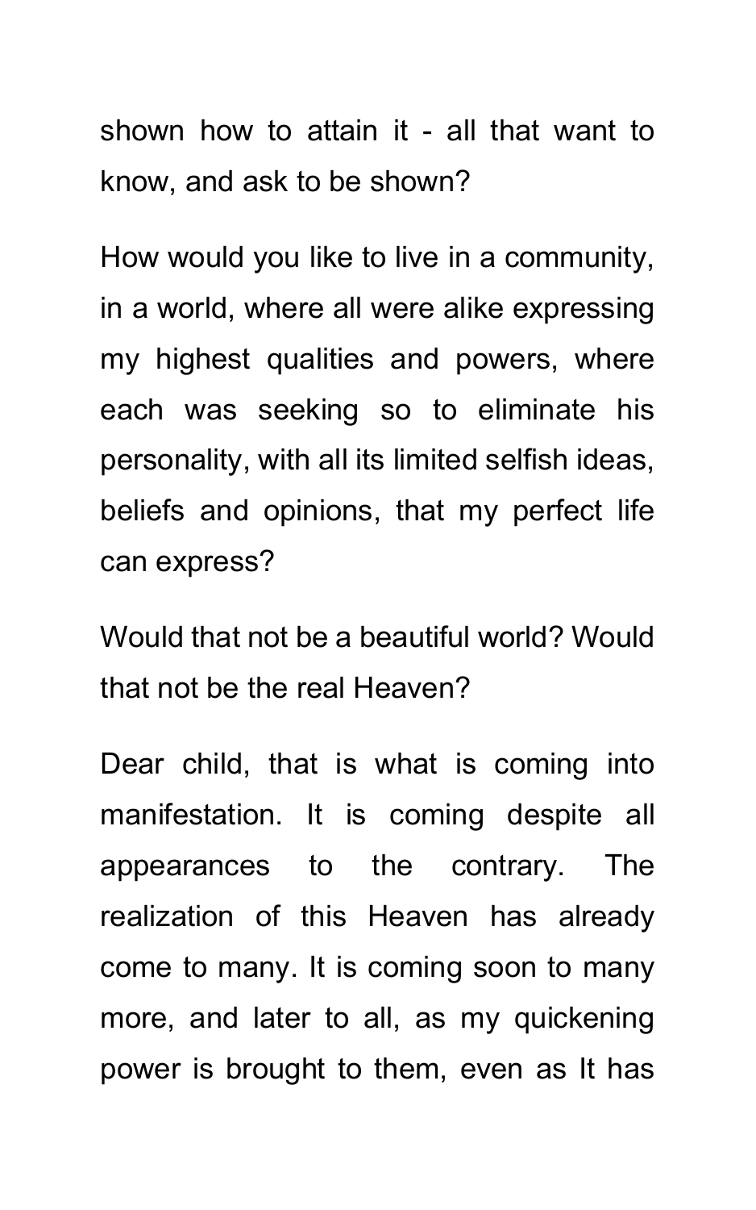shown how to attain it - all that want to know, and ask to be shown?

How would you like to live in a community, in a world, where all were alike expressing my highest qualities and powers, where each was seeking so to eliminate his personality, with all its limited selfish ideas, beliefs and opinions, that my perfect life can express?

Would that not be a beautiful world? Would that not be the real Heaven?

Dear child, that is what is coming into manifestation. It is coming despite all appearances to the contrary. The realization of this Heaven has already come to many. It is coming soon to many more, and later to all, as my quickening power is brought to them, even as It has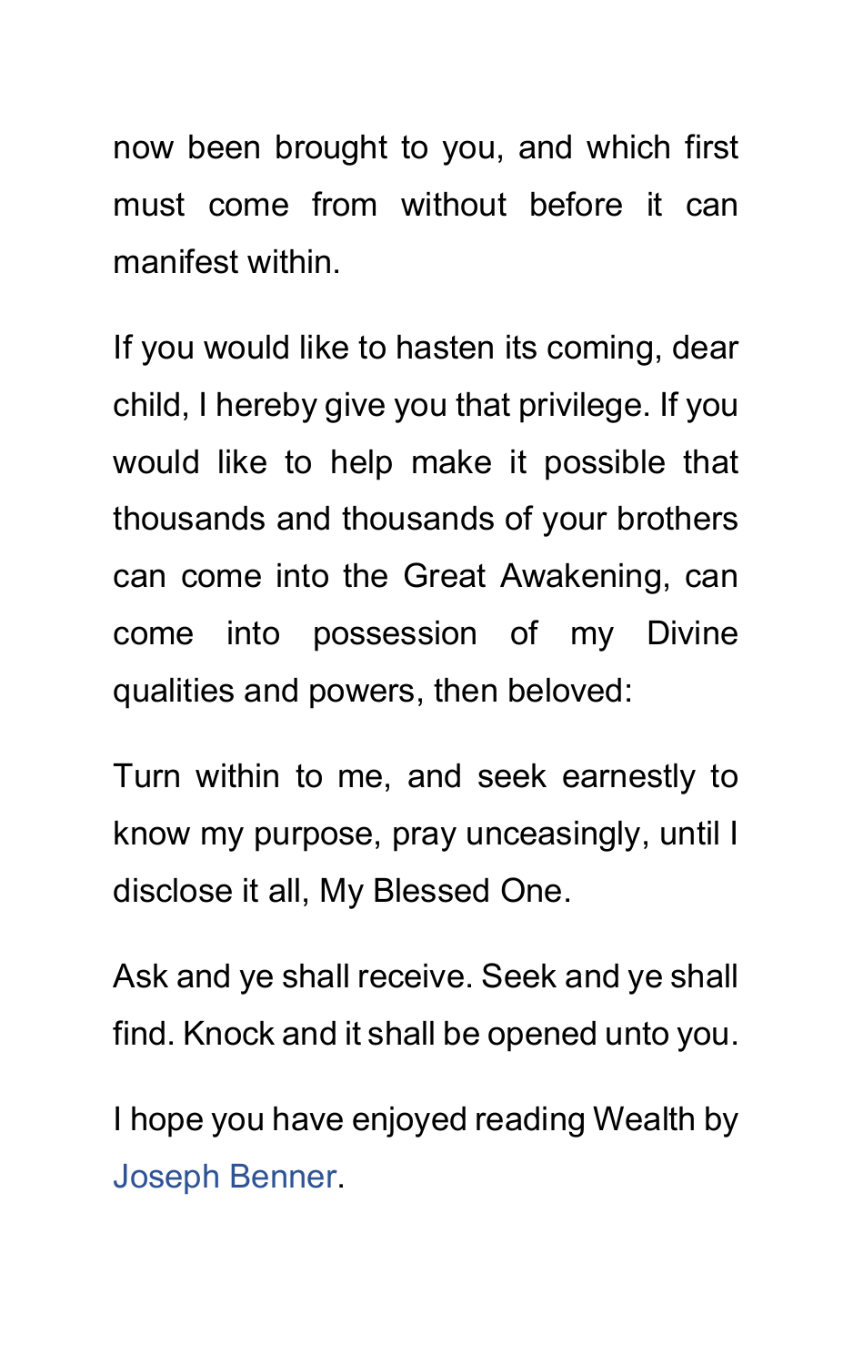now been brought to you, and which first must come from without before it can manifest within.

If you would like to hasten its coming, dear child, I hereby give you that privilege. If you would like to help make it possible that thousands and thousands of your brothers can come into the Great Awakening, can come into possession of my Divine qualities and powers, then beloved:

Turn within to me, and seek earnestly to know my purpose, pray unceasingly, until I disclose it all, My Blessed One.

Ask and ye shall receive. Seek and ye shall find. Knock and it shall be opened unto you.

I hope you have enjoyed reading Wealth by Joseph Benner.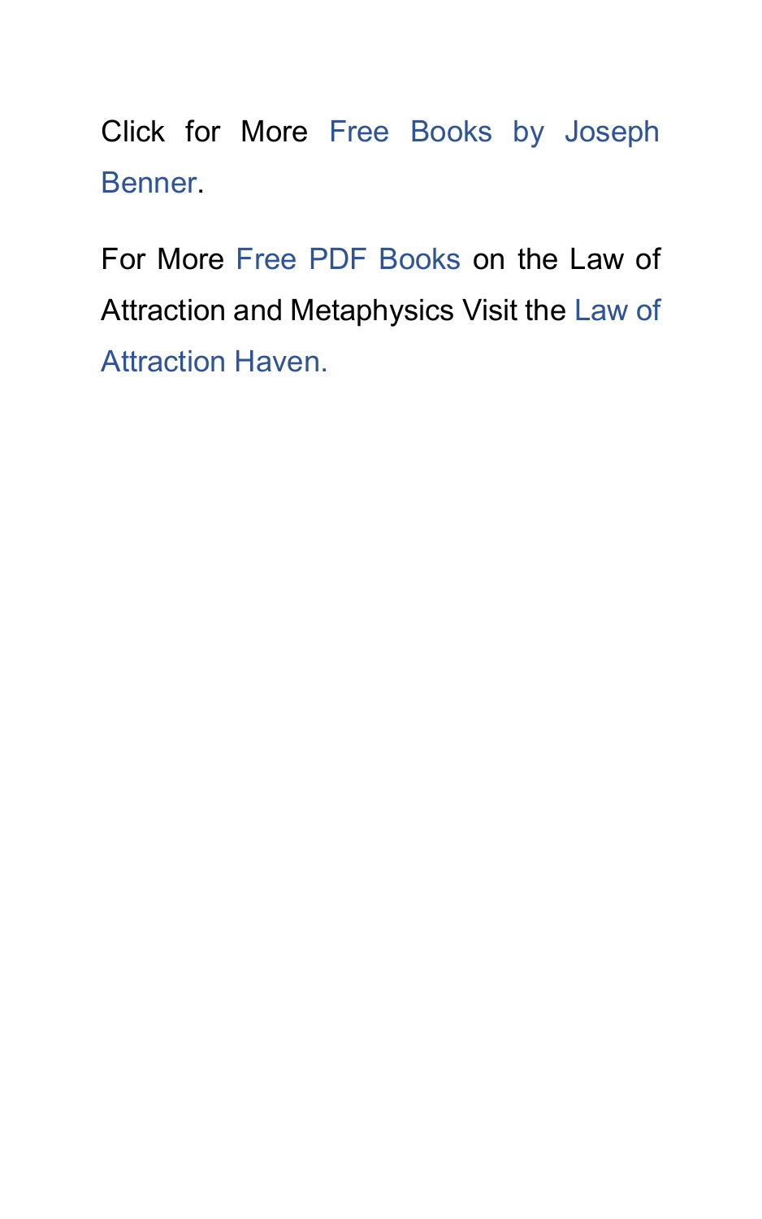Click for More Free Books by Joseph Benner.

For More Free PDF Books on the Law of Attraction and Metaphysics Visit the Law of Attraction Haven.